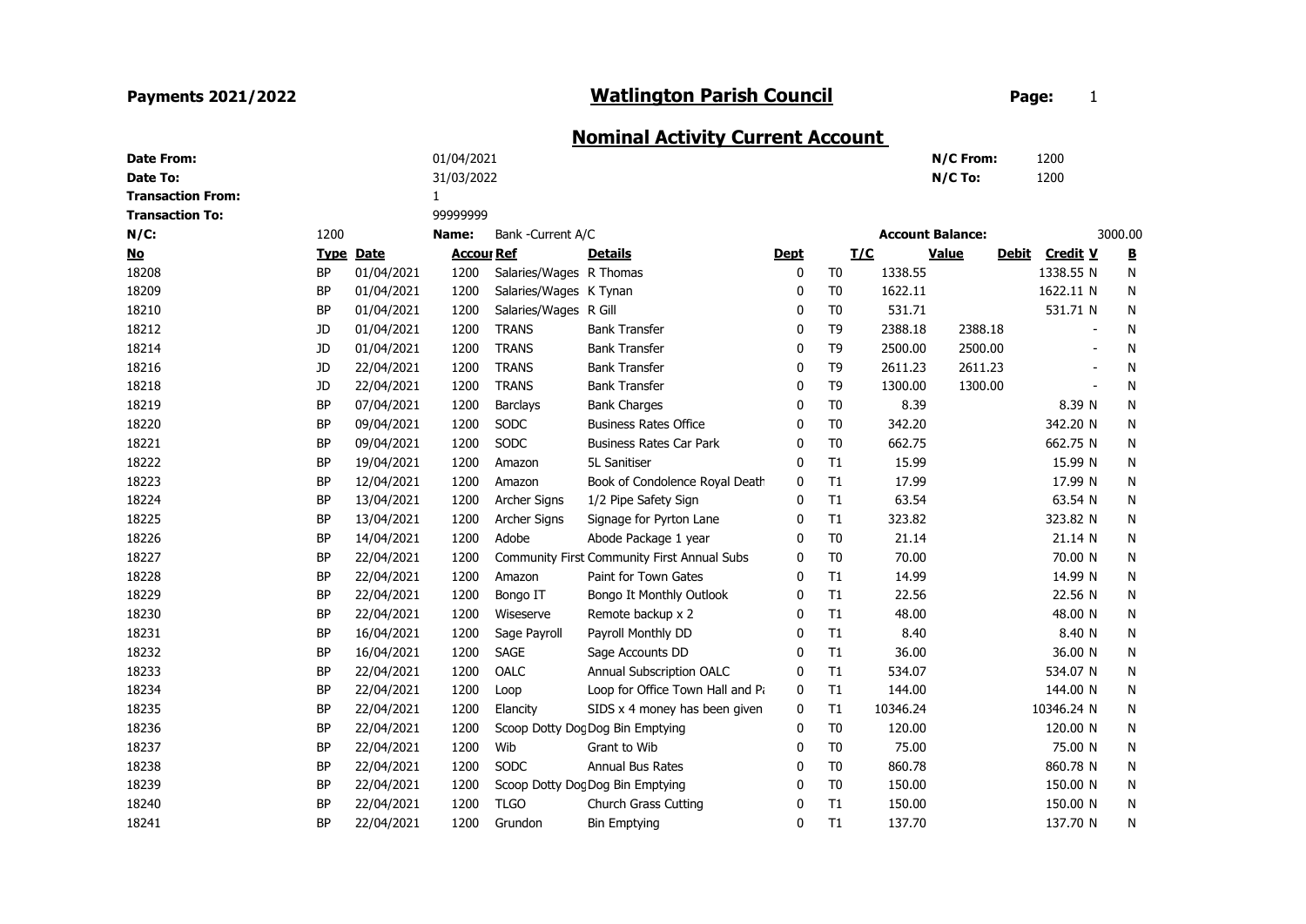**Payments 2021/2022** | **Watlington Parish Council** | **Page:** 1

## Nominal Activity Current Account

| | | | |
|---|---|---|---|
| **Date From:** | 01/04/2021 | **N/C From:** | 1200 |
| **Date To:** | 31/03/2022 | **N/C To:** | 1200 |
| **Transaction From:** | 1 | | |
| **Transaction To:** | 99999999 | | |

**N/C:** 1200 **Name:** Bank -Current A/C **Account Balance:** 3000.00

| No | Type | Date | Accour | Ref | Details | Dept | T/C | Value | Debit | Credit | V | B |
|---|---|---|---|---|---|---|---|---|---|---|---|---|
| 18208 | BP | 01/04/2021 | 1200 | Salaries/Wages | R Thomas | 0 | T0 | 1338.55 | | 1338.55 | N | N |
| 18209 | BP | 01/04/2021 | 1200 | Salaries/Wages | K Tynan | 0 | T0 | 1622.11 | | 1622.11 | N | N |
| 18210 | BP | 01/04/2021 | 1200 | Salaries/Wages | R Gill | 0 | T0 | 531.71 | | 531.71 | N | N |
| 18212 | JD | 01/04/2021 | 1200 | TRANS | Bank Transfer | 0 | T9 | 2388.18 | 2388.18 | - | | N |
| 18214 | JD | 01/04/2021 | 1200 | TRANS | Bank Transfer | 0 | T9 | 2500.00 | 2500.00 | - | | N |
| 18216 | JD | 22/04/2021 | 1200 | TRANS | Bank Transfer | 0 | T9 | 2611.23 | 2611.23 | - | | N |
| 18218 | JD | 22/04/2021 | 1200 | TRANS | Bank Transfer | 0 | T9 | 1300.00 | 1300.00 | - | | N |
| 18219 | BP | 07/04/2021 | 1200 | Barclays | Bank Charges | 0 | T0 | 8.39 | | 8.39 | N | N |
| 18220 | BP | 09/04/2021 | 1200 | SODC | Business Rates Office | 0 | T0 | 342.20 | | 342.20 | N | N |
| 18221 | BP | 09/04/2021 | 1200 | SODC | Business Rates Car Park | 0 | T0 | 662.75 | | 662.75 | N | N |
| 18222 | BP | 19/04/2021 | 1200 | Amazon | 5L Sanitiser | 0 | T1 | 15.99 | | 15.99 | N | N |
| 18223 | BP | 12/04/2021 | 1200 | Amazon | Book of Condolence Royal Death | 0 | T1 | 17.99 | | 17.99 | N | N |
| 18224 | BP | 13/04/2021 | 1200 | Archer Signs | 1/2 Pipe Safety Sign | 0 | T1 | 63.54 | | 63.54 | N | N |
| 18225 | BP | 13/04/2021 | 1200 | Archer Signs | Signage for Pyrton Lane | 0 | T1 | 323.82 | | 323.82 | N | N |
| 18226 | BP | 14/04/2021 | 1200 | Adobe | Abode Package 1 year | 0 | T0 | 21.14 | | 21.14 | N | N |
| 18227 | BP | 22/04/2021 | 1200 | Community First | Community First Annual Subs | 0 | T0 | 70.00 | | 70.00 | N | N |
| 18228 | BP | 22/04/2021 | 1200 | Amazon | Paint for Town Gates | 0 | T1 | 14.99 | | 14.99 | N | N |
| 18229 | BP | 22/04/2021 | 1200 | Bongo IT | Bongo It Monthly Outlook | 0 | T1 | 22.56 | | 22.56 | N | N |
| 18230 | BP | 22/04/2021 | 1200 | Wiseserve | Remote backup x 2 | 0 | T1 | 48.00 | | 48.00 | N | N |
| 18231 | BP | 16/04/2021 | 1200 | Sage Payroll | Payroll Monthly DD | 0 | T1 | 8.40 | | 8.40 | N | N |
| 18232 | BP | 16/04/2021 | 1200 | SAGE | Sage Accounts DD | 0 | T1 | 36.00 | | 36.00 | N | N |
| 18233 | BP | 22/04/2021 | 1200 | OALC | Annual Subscription OALC | 0 | T1 | 534.07 | | 534.07 | N | N |
| 18234 | BP | 22/04/2021 | 1200 | Loop | Loop for Office Town Hall and Pa | 0 | T1 | 144.00 | | 144.00 | N | N |
| 18235 | BP | 22/04/2021 | 1200 | Elancity | SIDS x 4 money has been given | 0 | T1 | 10346.24 | | 10346.24 | N | N |
| 18236 | BP | 22/04/2021 | 1200 | Scoop Dotty Dog | Dog Bin Emptying | 0 | T0 | 120.00 | | 120.00 | N | N |
| 18237 | BP | 22/04/2021 | 1200 | Wib | Grant to Wib | 0 | T0 | 75.00 | | 75.00 | N | N |
| 18238 | BP | 22/04/2021 | 1200 | SODC | Annual Bus Rates | 0 | T0 | 860.78 | | 860.78 | N | N |
| 18239 | BP | 22/04/2021 | 1200 | Scoop Dotty Dog | Dog Bin Emptying | 0 | T0 | 150.00 | | 150.00 | N | N |
| 18240 | BP | 22/04/2021 | 1200 | TLGO | Church Grass Cutting | 0 | T1 | 150.00 | | 150.00 | N | N |
| 18241 | BP | 22/04/2021 | 1200 | Grundon | Bin Emptying | 0 | T1 | 137.70 | | 137.70 | N | N |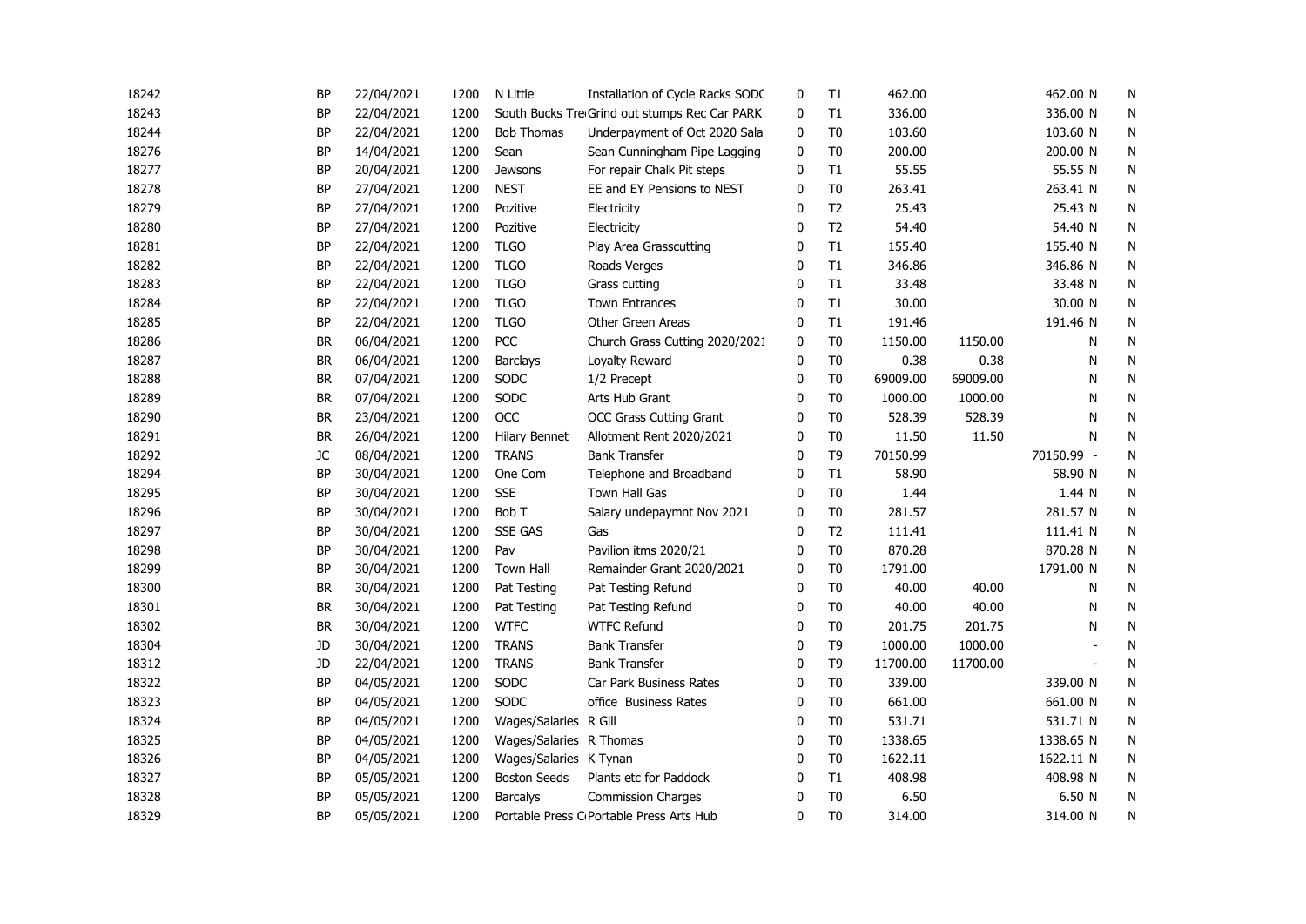| | | | | | | | | | | | | |
|---|---|---|---|---|---|---|---|---|---|---|---|---|
| 18242 | BP | 22/04/2021 | 1200 | N Little | Installation of Cycle Racks SODC | 0 | T1 | 462.00 | | 462.00 | N | N |
| 18243 | BP | 22/04/2021 | 1200 | South Bucks Tre | Grind out stumps Rec Car PARK | 0 | T1 | 336.00 | | 336.00 | N | N |
| 18244 | BP | 22/04/2021 | 1200 | Bob Thomas | Underpayment of Oct 2020 Sala | 0 | T0 | 103.60 | | 103.60 | N | N |
| 18276 | BP | 14/04/2021 | 1200 | Sean | Sean Cunningham Pipe Lagging | 0 | T0 | 200.00 | | 200.00 | N | N |
| 18277 | BP | 20/04/2021 | 1200 | Jewsons | For repair Chalk Pit steps | 0 | T1 | 55.55 | | 55.55 | N | N |
| 18278 | BP | 27/04/2021 | 1200 | NEST | EE and EY Pensions to NEST | 0 | T0 | 263.41 | | 263.41 | N | N |
| 18279 | BP | 27/04/2021 | 1200 | Pozitive | Electricity | 0 | T2 | 25.43 | | 25.43 | N | N |
| 18280 | BP | 27/04/2021 | 1200 | Pozitive | Electricity | 0 | T2 | 54.40 | | 54.40 | N | N |
| 18281 | BP | 22/04/2021 | 1200 | TLGO | Play Area Grasscutting | 0 | T1 | 155.40 | | 155.40 | N | N |
| 18282 | BP | 22/04/2021 | 1200 | TLGO | Roads Verges | 0 | T1 | 346.86 | | 346.86 | N | N |
| 18283 | BP | 22/04/2021 | 1200 | TLGO | Grass cutting | 0 | T1 | 33.48 | | 33.48 | N | N |
| 18284 | BP | 22/04/2021 | 1200 | TLGO | Town Entrances | 0 | T1 | 30.00 | | 30.00 | N | N |
| 18285 | BP | 22/04/2021 | 1200 | TLGO | Other Green Areas | 0 | T1 | 191.46 | | 191.46 | N | N |
| 18286 | BR | 06/04/2021 | 1200 | PCC | Church Grass Cutting 2020/2021 | 0 | T0 | 1150.00 | 1150.00 | | N | N |
| 18287 | BR | 06/04/2021 | 1200 | Barclays | Loyalty Reward | 0 | T0 | 0.38 | 0.38 | | N | N |
| 18288 | BR | 07/04/2021 | 1200 | SODC | 1/2 Precept | 0 | T0 | 69009.00 | 69009.00 | | N | N |
| 18289 | BR | 07/04/2021 | 1200 | SODC | Arts Hub Grant | 0 | T0 | 1000.00 | 1000.00 | | N | N |
| 18290 | BR | 23/04/2021 | 1200 | OCC | OCC Grass Cutting Grant | 0 | T0 | 528.39 | 528.39 | | N | N |
| 18291 | BR | 26/04/2021 | 1200 | Hilary Bennet | Allotment Rent 2020/2021 | 0 | T0 | 11.50 | 11.50 | | N | N |
| 18292 | JC | 08/04/2021 | 1200 | TRANS | Bank Transfer | 0 | T9 | 70150.99 | | 70150.99 | - | N |
| 18294 | BP | 30/04/2021 | 1200 | One Com | Telephone and Broadband | 0 | T1 | 58.90 | | 58.90 | N | N |
| 18295 | BP | 30/04/2021 | 1200 | SSE | Town Hall Gas | 0 | T0 | 1.44 | | 1.44 | N | N |
| 18296 | BP | 30/04/2021 | 1200 | Bob T | Salary undepaymnt Nov 2021 | 0 | T0 | 281.57 | | 281.57 | N | N |
| 18297 | BP | 30/04/2021 | 1200 | SSE GAS | Gas | 0 | T2 | 111.41 | | 111.41 | N | N |
| 18298 | BP | 30/04/2021 | 1200 | Pav | Pavilion itms 2020/21 | 0 | T0 | 870.28 | | 870.28 | N | N |
| 18299 | BP | 30/04/2021 | 1200 | Town Hall | Remainder Grant 2020/2021 | 0 | T0 | 1791.00 | | 1791.00 | N | N |
| 18300 | BR | 30/04/2021 | 1200 | Pat Testing | Pat Testing Refund | 0 | T0 | 40.00 | 40.00 | | N | N |
| 18301 | BR | 30/04/2021 | 1200 | Pat Testing | Pat Testing Refund | 0 | T0 | 40.00 | 40.00 | | N | N |
| 18302 | BR | 30/04/2021 | 1200 | WTFC | WTFC Refund | 0 | T0 | 201.75 | 201.75 | | N | N |
| 18304 | JD | 30/04/2021 | 1200 | TRANS | Bank Transfer | 0 | T9 | 1000.00 | 1000.00 | - | | N |
| 18312 | JD | 22/04/2021 | 1200 | TRANS | Bank Transfer | 0 | T9 | 11700.00 | 11700.00 | - | | N |
| 18322 | BP | 04/05/2021 | 1200 | SODC | Car Park Business Rates | 0 | T0 | 339.00 | | 339.00 | N | N |
| 18323 | BP | 04/05/2021 | 1200 | SODC | office Business Rates | 0 | T0 | 661.00 | | 661.00 | N | N |
| 18324 | BP | 04/05/2021 | 1200 | Wages/Salaries | R Gill | 0 | T0 | 531.71 | | 531.71 | N | N |
| 18325 | BP | 04/05/2021 | 1200 | Wages/Salaries | R Thomas | 0 | T0 | 1338.65 | | 1338.65 | N | N |
| 18326 | BP | 04/05/2021 | 1200 | Wages/Salaries | K Tynan | 0 | T0 | 1622.11 | | 1622.11 | N | N |
| 18327 | BP | 05/05/2021 | 1200 | Boston Seeds | Plants etc for Paddock | 0 | T1 | 408.98 | | 408.98 | N | N |
| 18328 | BP | 05/05/2021 | 1200 | Barcalys | Commission Charges | 0 | T0 | 6.50 | | 6.50 | N | N |
| 18329 | BP | 05/05/2021 | 1200 | Portable Press C | Portable Press Arts Hub | 0 | T0 | 314.00 | | 314.00 | N | N |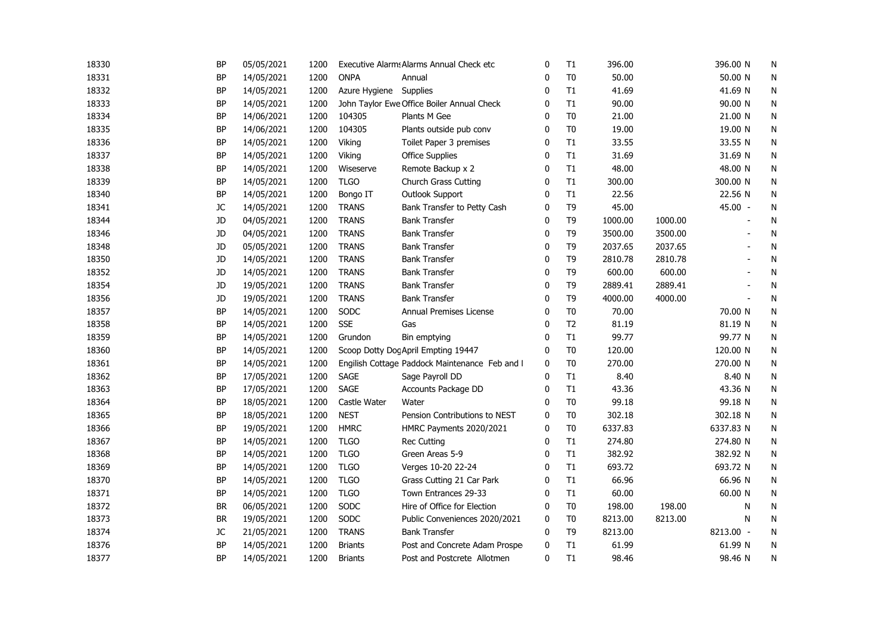| | | | | | | | | | | | |
|---|---|---|---|---|---|---|---|---|---|---|---|
| 18330 | BP | 05/05/2021 | 1200 | Executive Alarms | Alarms Annual Check etc | 0 | T1 | 396.00 | | 396.00 N | N |
| 18331 | BP | 14/05/2021 | 1200 | ONPA | Annual | 0 | T0 | 50.00 | | 50.00 N | N |
| 18332 | BP | 14/05/2021 | 1200 | Azure Hygiene | Supplies | 0 | T1 | 41.69 | | 41.69 N | N |
| 18333 | BP | 14/05/2021 | 1200 | John Taylor Ewe | Office Boiler Annual Check | 0 | T1 | 90.00 | | 90.00 N | N |
| 18334 | BP | 14/06/2021 | 1200 | 104305 | Plants M Gee | 0 | T0 | 21.00 | | 21.00 N | N |
| 18335 | BP | 14/06/2021 | 1200 | 104305 | Plants outside pub conv | 0 | T0 | 19.00 | | 19.00 N | N |
| 18336 | BP | 14/05/2021 | 1200 | Viking | Toilet Paper 3 premises | 0 | T1 | 33.55 | | 33.55 N | N |
| 18337 | BP | 14/05/2021 | 1200 | Viking | Office Supplies | 0 | T1 | 31.69 | | 31.69 N | N |
| 18338 | BP | 14/05/2021 | 1200 | Wiseserve | Remote Backup x 2 | 0 | T1 | 48.00 | | 48.00 N | N |
| 18339 | BP | 14/05/2021 | 1200 | TLGO | Church Grass Cutting | 0 | T1 | 300.00 | | 300.00 N | N |
| 18340 | BP | 14/05/2021 | 1200 | Bongo IT | Outlook Support | 0 | T1 | 22.56 | | 22.56 N | N |
| 18341 | JC | 14/05/2021 | 1200 | TRANS | Bank Transfer to Petty Cash | 0 | T9 | 45.00 | | 45.00 - | N |
| 18344 | JD | 04/05/2021 | 1200 | TRANS | Bank Transfer | 0 | T9 | 1000.00 | 1000.00 | - | N |
| 18346 | JD | 04/05/2021 | 1200 | TRANS | Bank Transfer | 0 | T9 | 3500.00 | 3500.00 | - | N |
| 18348 | JD | 05/05/2021 | 1200 | TRANS | Bank Transfer | 0 | T9 | 2037.65 | 2037.65 | - | N |
| 18350 | JD | 14/05/2021 | 1200 | TRANS | Bank Transfer | 0 | T9 | 2810.78 | 2810.78 | - | N |
| 18352 | JD | 14/05/2021 | 1200 | TRANS | Bank Transfer | 0 | T9 | 600.00 | 600.00 | - | N |
| 18354 | JD | 19/05/2021 | 1200 | TRANS | Bank Transfer | 0 | T9 | 2889.41 | 2889.41 | - | N |
| 18356 | JD | 19/05/2021 | 1200 | TRANS | Bank Transfer | 0 | T9 | 4000.00 | 4000.00 | - | N |
| 18357 | BP | 14/05/2021 | 1200 | SODC | Annual Premises License | 0 | T0 | 70.00 | | 70.00 N | N |
| 18358 | BP | 14/05/2021 | 1200 | SSE | Gas | 0 | T2 | 81.19 | | 81.19 N | N |
| 18359 | BP | 14/05/2021 | 1200 | Grundon | Bin emptying | 0 | T1 | 99.77 | | 99.77 N | N |
| 18360 | BP | 14/05/2021 | 1200 | Scoop Dotty Dog | April Empting 19447 | 0 | T0 | 120.00 | | 120.00 N | N |
| 18361 | BP | 14/05/2021 | 1200 | Engilish Cottage | Paddock Maintenance Feb and I | 0 | T0 | 270.00 | | 270.00 N | N |
| 18362 | BP | 17/05/2021 | 1200 | SAGE | Sage Payroll DD | 0 | T1 | 8.40 | | 8.40 N | N |
| 18363 | BP | 17/05/2021 | 1200 | SAGE | Accounts Package DD | 0 | T1 | 43.36 | | 43.36 N | N |
| 18364 | BP | 18/05/2021 | 1200 | Castle Water | Water | 0 | T0 | 99.18 | | 99.18 N | N |
| 18365 | BP | 18/05/2021 | 1200 | NEST | Pension Contributions to NEST | 0 | T0 | 302.18 | | 302.18 N | N |
| 18366 | BP | 19/05/2021 | 1200 | HMRC | HMRC Payments 2020/2021 | 0 | T0 | 6337.83 | | 6337.83 N | N |
| 18367 | BP | 14/05/2021 | 1200 | TLGO | Rec Cutting | 0 | T1 | 274.80 | | 274.80 N | N |
| 18368 | BP | 14/05/2021 | 1200 | TLGO | Green Areas 5-9 | 0 | T1 | 382.92 | | 382.92 N | N |
| 18369 | BP | 14/05/2021 | 1200 | TLGO | Verges 10-20 22-24 | 0 | T1 | 693.72 | | 693.72 N | N |
| 18370 | BP | 14/05/2021 | 1200 | TLGO | Grass Cutting 21 Car Park | 0 | T1 | 66.96 | | 66.96 N | N |
| 18371 | BP | 14/05/2021 | 1200 | TLGO | Town Entrances 29-33 | 0 | T1 | 60.00 | | 60.00 N | N |
| 18372 | BR | 06/05/2021 | 1200 | SODC | Hire of Office for Election | 0 | T0 | 198.00 | 198.00 | N | N |
| 18373 | BR | 19/05/2021 | 1200 | SODC | Public Conveniences 2020/2021 | 0 | T0 | 8213.00 | 8213.00 | N | N |
| 18374 | JC | 21/05/2021 | 1200 | TRANS | Bank Transfer | 0 | T9 | 8213.00 | | 8213.00 - | N |
| 18376 | BP | 14/05/2021 | 1200 | Briants | Post and Concrete Adam Prospe | 0 | T1 | 61.99 | | 61.99 N | N |
| 18377 | BP | 14/05/2021 | 1200 | Briants | Post and Postcrete Allotmen | 0 | T1 | 98.46 | | 98.46 N | N |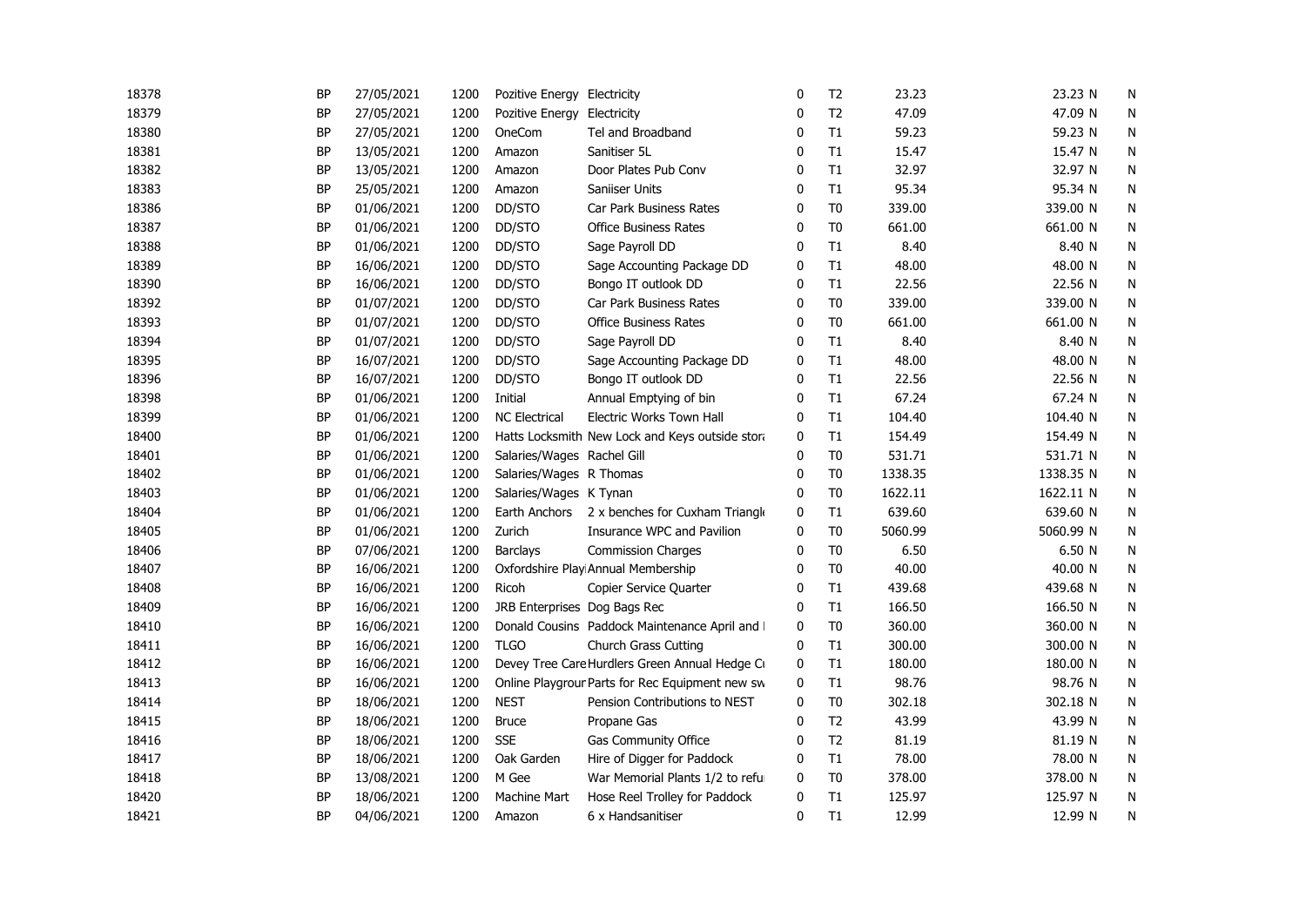| | | | | | | | | | | |
|---|---|---|---|---|---|---|---|---|---|---|
| 18378 | BP | 27/05/2021 | 1200 | Pozitive Energy | Electricity | 0 | T2 | 23.23 | 23.23 N | N |
| 18379 | BP | 27/05/2021 | 1200 | Pozitive Energy | Electricity | 0 | T2 | 47.09 | 47.09 N | N |
| 18380 | BP | 27/05/2021 | 1200 | OneCom | Tel and Broadband | 0 | T1 | 59.23 | 59.23 N | N |
| 18381 | BP | 13/05/2021 | 1200 | Amazon | Sanitiser 5L | 0 | T1 | 15.47 | 15.47 N | N |
| 18382 | BP | 13/05/2021 | 1200 | Amazon | Door Plates Pub Conv | 0 | T1 | 32.97 | 32.97 N | N |
| 18383 | BP | 25/05/2021 | 1200 | Amazon | Saniiser Units | 0 | T1 | 95.34 | 95.34 N | N |
| 18386 | BP | 01/06/2021 | 1200 | DD/STO | Car Park Business Rates | 0 | T0 | 339.00 | 339.00 N | N |
| 18387 | BP | 01/06/2021 | 1200 | DD/STO | Office Business Rates | 0 | T0 | 661.00 | 661.00 N | N |
| 18388 | BP | 01/06/2021 | 1200 | DD/STO | Sage Payroll DD | 0 | T1 | 8.40 | 8.40 N | N |
| 18389 | BP | 16/06/2021 | 1200 | DD/STO | Sage Accounting Package DD | 0 | T1 | 48.00 | 48.00 N | N |
| 18390 | BP | 16/06/2021 | 1200 | DD/STO | Bongo IT outlook DD | 0 | T1 | 22.56 | 22.56 N | N |
| 18392 | BP | 01/07/2021 | 1200 | DD/STO | Car Park Business Rates | 0 | T0 | 339.00 | 339.00 N | N |
| 18393 | BP | 01/07/2021 | 1200 | DD/STO | Office Business Rates | 0 | T0 | 661.00 | 661.00 N | N |
| 18394 | BP | 01/07/2021 | 1200 | DD/STO | Sage Payroll DD | 0 | T1 | 8.40 | 8.40 N | N |
| 18395 | BP | 16/07/2021 | 1200 | DD/STO | Sage Accounting Package DD | 0 | T1 | 48.00 | 48.00 N | N |
| 18396 | BP | 16/07/2021 | 1200 | DD/STO | Bongo IT outlook DD | 0 | T1 | 22.56 | 22.56 N | N |
| 18398 | BP | 01/06/2021 | 1200 | Initial | Annual Emptying of bin | 0 | T1 | 67.24 | 67.24 N | N |
| 18399 | BP | 01/06/2021 | 1200 | NC Electrical | Electric Works Town Hall | 0 | T1 | 104.40 | 104.40 N | N |
| 18400 | BP | 01/06/2021 | 1200 | Hatts Locksmith | New Lock and Keys outside stora | 0 | T1 | 154.49 | 154.49 N | N |
| 18401 | BP | 01/06/2021 | 1200 | Salaries/Wages | Rachel Gill | 0 | T0 | 531.71 | 531.71 N | N |
| 18402 | BP | 01/06/2021 | 1200 | Salaries/Wages | R Thomas | 0 | T0 | 1338.35 | 1338.35 N | N |
| 18403 | BP | 01/06/2021 | 1200 | Salaries/Wages | K Tynan | 0 | T0 | 1622.11 | 1622.11 N | N |
| 18404 | BP | 01/06/2021 | 1200 | Earth Anchors | 2 x benches for Cuxham Triangle | 0 | T1 | 639.60 | 639.60 N | N |
| 18405 | BP | 01/06/2021 | 1200 | Zurich | Insurance WPC and Pavilion | 0 | T0 | 5060.99 | 5060.99 N | N |
| 18406 | BP | 07/06/2021 | 1200 | Barclays | Commission Charges | 0 | T0 | 6.50 | 6.50 N | N |
| 18407 | BP | 16/06/2021 | 1200 | Oxfordshire Play | Annual Membership | 0 | T0 | 40.00 | 40.00 N | N |
| 18408 | BP | 16/06/2021 | 1200 | Ricoh | Copier Service Quarter | 0 | T1 | 439.68 | 439.68 N | N |
| 18409 | BP | 16/06/2021 | 1200 | JRB Enterprises | Dog Bags Rec | 0 | T1 | 166.50 | 166.50 N | N |
| 18410 | BP | 16/06/2021 | 1200 | Donald Cousins | Paddock Maintenance April and I | 0 | T0 | 360.00 | 360.00 N | N |
| 18411 | BP | 16/06/2021 | 1200 | TLGO | Church Grass Cutting | 0 | T1 | 300.00 | 300.00 N | N |
| 18412 | BP | 16/06/2021 | 1200 | Devey Tree Care | Hurdlers Green Annual Hedge Cu | 0 | T1 | 180.00 | 180.00 N | N |
| 18413 | BP | 16/06/2021 | 1200 | Online Playgroun | Parts for Rec Equipment new sw | 0 | T1 | 98.76 | 98.76 N | N |
| 18414 | BP | 18/06/2021 | 1200 | NEST | Pension Contributions to NEST | 0 | T0 | 302.18 | 302.18 N | N |
| 18415 | BP | 18/06/2021 | 1200 | Bruce | Propane Gas | 0 | T2 | 43.99 | 43.99 N | N |
| 18416 | BP | 18/06/2021 | 1200 | SSE | Gas Community Office | 0 | T2 | 81.19 | 81.19 N | N |
| 18417 | BP | 18/06/2021 | 1200 | Oak Garden | Hire of Digger for Paddock | 0 | T1 | 78.00 | 78.00 N | N |
| 18418 | BP | 13/08/2021 | 1200 | M Gee | War Memorial Plants 1/2 to refu | 0 | T0 | 378.00 | 378.00 N | N |
| 18420 | BP | 18/06/2021 | 1200 | Machine Mart | Hose Reel Trolley for Paddock | 0 | T1 | 125.97 | 125.97 N | N |
| 18421 | BP | 04/06/2021 | 1200 | Amazon | 6 x Handsanitiser | 0 | T1 | 12.99 | 12.99 N | N |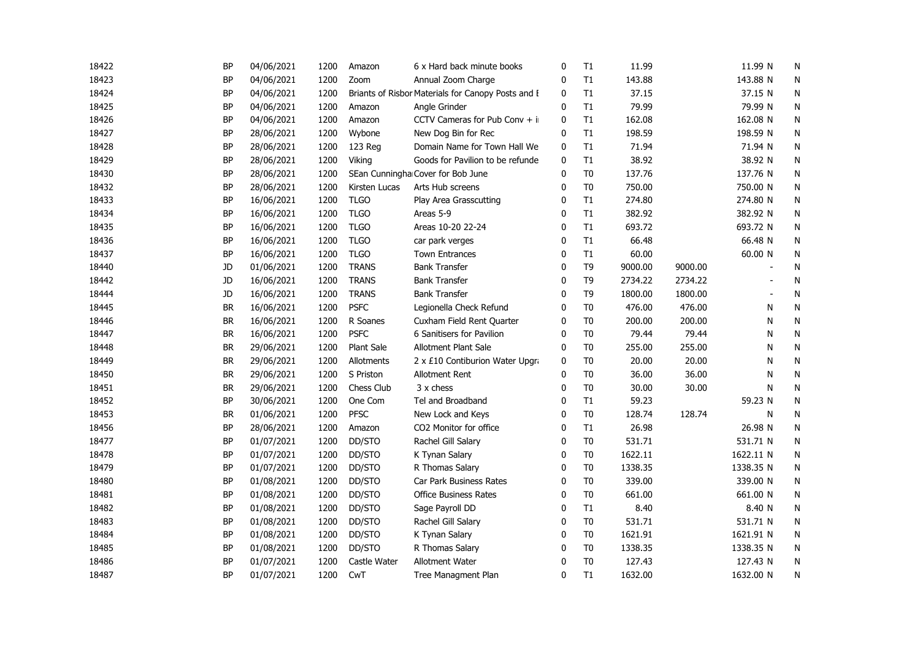| | | | | | | | | | | | |
|---|---|---|---|---|---|---|---|---|---|---|---|
| 18422 | BP | 04/06/2021 | 1200 | Amazon | 6 x Hard back minute books | 0 | T1 | 11.99 | | 11.99 N | N |
| 18423 | BP | 04/06/2021 | 1200 | Zoom | Annual Zoom Charge | 0 | T1 | 143.88 | | 143.88 N | N |
| 18424 | BP | 04/06/2021 | 1200 | Briants of Risbor | Materials for Canopy Posts and E | 0 | T1 | 37.15 | | 37.15 N | N |
| 18425 | BP | 04/06/2021 | 1200 | Amazon | Angle Grinder | 0 | T1 | 79.99 | | 79.99 N | N |
| 18426 | BP | 04/06/2021 | 1200 | Amazon | CCTV Cameras for Pub Conv + i | 0 | T1 | 162.08 | | 162.08 N | N |
| 18427 | BP | 28/06/2021 | 1200 | Wybone | New Dog Bin for Rec | 0 | T1 | 198.59 | | 198.59 N | N |
| 18428 | BP | 28/06/2021 | 1200 | 123 Reg | Domain Name for Town Hall We | 0 | T1 | 71.94 | | 71.94 N | N |
| 18429 | BP | 28/06/2021 | 1200 | Viking | Goods for Pavilion to be refunde | 0 | T1 | 38.92 | | 38.92 N | N |
| 18430 | BP | 28/06/2021 | 1200 | SEan Cunningha | Cover for Bob June | 0 | T0 | 137.76 | | 137.76 N | N |
| 18432 | BP | 28/06/2021 | 1200 | Kirsten Lucas | Arts Hub screens | 0 | T0 | 750.00 | | 750.00 N | N |
| 18433 | BP | 16/06/2021 | 1200 | TLGO | Play Area Grasscutting | 0 | T1 | 274.80 | | 274.80 N | N |
| 18434 | BP | 16/06/2021 | 1200 | TLGO | Areas 5-9 | 0 | T1 | 382.92 | | 382.92 N | N |
| 18435 | BP | 16/06/2021 | 1200 | TLGO | Areas 10-20 22-24 | 0 | T1 | 693.72 | | 693.72 N | N |
| 18436 | BP | 16/06/2021 | 1200 | TLGO | car park verges | 0 | T1 | 66.48 | | 66.48 N | N |
| 18437 | BP | 16/06/2021 | 1200 | TLGO | Town Entrances | 0 | T1 | 60.00 | | 60.00 N | N |
| 18440 | JD | 01/06/2021 | 1200 | TRANS | Bank Transfer | 0 | T9 | 9000.00 | 9000.00 | - | N |
| 18442 | JD | 16/06/2021 | 1200 | TRANS | Bank Transfer | 0 | T9 | 2734.22 | 2734.22 | - | N |
| 18444 | JD | 16/06/2021 | 1200 | TRANS | Bank Transfer | 0 | T9 | 1800.00 | 1800.00 | - | N |
| 18445 | BR | 16/06/2021 | 1200 | PSFC | Legionella Check Refund | 0 | T0 | 476.00 | 476.00 | N | N |
| 18446 | BR | 16/06/2021 | 1200 | R Soanes | Cuxham Field Rent Quarter | 0 | T0 | 200.00 | 200.00 | N | N |
| 18447 | BR | 16/06/2021 | 1200 | PSFC | 6 Sanitisers for Pavilion | 0 | T0 | 79.44 | 79.44 | N | N |
| 18448 | BR | 29/06/2021 | 1200 | Plant Sale | Allotment Plant Sale | 0 | T0 | 255.00 | 255.00 | N | N |
| 18449 | BR | 29/06/2021 | 1200 | Allotments | 2 x £10 Contiburion Water Upgr | 0 | T0 | 20.00 | 20.00 | N | N |
| 18450 | BR | 29/06/2021 | 1200 | S Priston | Allotment Rent | 0 | T0 | 36.00 | 36.00 | N | N |
| 18451 | BR | 29/06/2021 | 1200 | Chess Club | 3 x chess | 0 | T0 | 30.00 | 30.00 | N | N |
| 18452 | BP | 30/06/2021 | 1200 | One Com | Tel and Broadband | 0 | T1 | 59.23 | | 59.23 N | N |
| 18453 | BR | 01/06/2021 | 1200 | PFSC | New Lock and Keys | 0 | T0 | 128.74 | 128.74 | N | N |
| 18456 | BP | 28/06/2021 | 1200 | Amazon | CO2 Monitor for office | 0 | T1 | 26.98 | | 26.98 N | N |
| 18477 | BP | 01/07/2021 | 1200 | DD/STO | Rachel Gill Salary | 0 | T0 | 531.71 | | 531.71 N | N |
| 18478 | BP | 01/07/2021 | 1200 | DD/STO | K Tynan Salary | 0 | T0 | 1622.11 | | 1622.11 N | N |
| 18479 | BP | 01/07/2021 | 1200 | DD/STO | R Thomas Salary | 0 | T0 | 1338.35 | | 1338.35 N | N |
| 18480 | BP | 01/08/2021 | 1200 | DD/STO | Car Park Business Rates | 0 | T0 | 339.00 | | 339.00 N | N |
| 18481 | BP | 01/08/2021 | 1200 | DD/STO | Office Business Rates | 0 | T0 | 661.00 | | 661.00 N | N |
| 18482 | BP | 01/08/2021 | 1200 | DD/STO | Sage Payroll DD | 0 | T1 | 8.40 | | 8.40 N | N |
| 18483 | BP | 01/08/2021 | 1200 | DD/STO | Rachel Gill Salary | 0 | T0 | 531.71 | | 531.71 N | N |
| 18484 | BP | 01/08/2021 | 1200 | DD/STO | K Tynan Salary | 0 | T0 | 1621.91 | | 1621.91 N | N |
| 18485 | BP | 01/08/2021 | 1200 | DD/STO | R Thomas Salary | 0 | T0 | 1338.35 | | 1338.35 N | N |
| 18486 | BP | 01/07/2021 | 1200 | Castle Water | Allotment Water | 0 | T0 | 127.43 | | 127.43 N | N |
| 18487 | BP | 01/07/2021 | 1200 | CwT | Tree Managment Plan | 0 | T1 | 1632.00 | | 1632.00 N | N |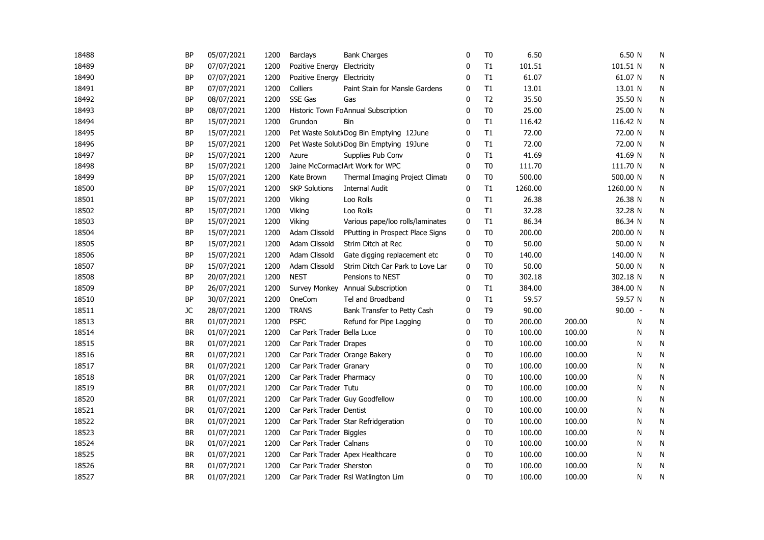| | | | | | | | | | | | | |
|---|---|---|---|---|---|---|---|---|---|---|---|---|
| 18488 | BP | 05/07/2021 | 1200 | Barclays | Bank Charges | 0 | T0 | 6.50 | | 6.50 | N | N |
| 18489 | BP | 07/07/2021 | 1200 | Pozitive Energy | Electricity | 0 | T1 | 101.51 | | 101.51 | N | N |
| 18490 | BP | 07/07/2021 | 1200 | Pozitive Energy | Electricity | 0 | T1 | 61.07 | | 61.07 | N | N |
| 18491 | BP | 07/07/2021 | 1200 | Colliers | Paint Stain for Mansle Gardens | 0 | T1 | 13.01 | | 13.01 | N | N |
| 18492 | BP | 08/07/2021 | 1200 | SSE Gas | Gas | 0 | T2 | 35.50 | | 35.50 | N | N |
| 18493 | BP | 08/07/2021 | 1200 | Historic Town Fo | Annual Subscription | 0 | T0 | 25.00 | | 25.00 | N | N |
| 18494 | BP | 15/07/2021 | 1200 | Grundon | Bin | 0 | T1 | 116.42 | | 116.42 | N | N |
| 18495 | BP | 15/07/2021 | 1200 | Pet Waste Soluti | Dog Bin Emptying 12June | 0 | T1 | 72.00 | | 72.00 | N | N |
| 18496 | BP | 15/07/2021 | 1200 | Pet Waste Soluti | Dog Bin Emptying 19June | 0 | T1 | 72.00 | | 72.00 | N | N |
| 18497 | BP | 15/07/2021 | 1200 | Azure | Supplies Pub Conv | 0 | T1 | 41.69 | | 41.69 | N | N |
| 18498 | BP | 15/07/2021 | 1200 | Jaine McCormacl | Art Work for WPC | 0 | T0 | 111.70 | | 111.70 | N | N |
| 18499 | BP | 15/07/2021 | 1200 | Kate Brown | Thermal Imaging Project Climat | 0 | T0 | 500.00 | | 500.00 | N | N |
| 18500 | BP | 15/07/2021 | 1200 | SKP Solutions | Internal Audit | 0 | T1 | 1260.00 | | 1260.00 | N | N |
| 18501 | BP | 15/07/2021 | 1200 | Viking | Loo Rolls | 0 | T1 | 26.38 | | 26.38 | N | N |
| 18502 | BP | 15/07/2021 | 1200 | Viking | Loo Rolls | 0 | T1 | 32.28 | | 32.28 | N | N |
| 18503 | BP | 15/07/2021 | 1200 | Viking | Various pape/loo rolls/laminates | 0 | T1 | 86.34 | | 86.34 | N | N |
| 18504 | BP | 15/07/2021 | 1200 | Adam Clissold | PPutting in Prospect Place Signs | 0 | T0 | 200.00 | | 200.00 | N | N |
| 18505 | BP | 15/07/2021 | 1200 | Adam Clissold | Strim Ditch at Rec | 0 | T0 | 50.00 | | 50.00 | N | N |
| 18506 | BP | 15/07/2021 | 1200 | Adam Clissold | Gate digging replacement etc | 0 | T0 | 140.00 | | 140.00 | N | N |
| 18507 | BP | 15/07/2021 | 1200 | Adam Clissold | Strim Ditch Car Park to Love Lar | 0 | T0 | 50.00 | | 50.00 | N | N |
| 18508 | BP | 20/07/2021 | 1200 | NEST | Pensions to NEST | 0 | T0 | 302.18 | | 302.18 | N | N |
| 18509 | BP | 26/07/2021 | 1200 | Survey Monkey | Annual Subscription | 0 | T1 | 384.00 | | 384.00 | N | N |
| 18510 | BP | 30/07/2021 | 1200 | OneCom | Tel and Broadband | 0 | T1 | 59.57 | | 59.57 | N | N |
| 18511 | JC | 28/07/2021 | 1200 | TRANS | Bank Transfer to Petty Cash | 0 | T9 | 90.00 | | 90.00 | - | N |
| 18513 | BR | 01/07/2021 | 1200 | PSFC | Refund for Pipe Lagging | 0 | T0 | 200.00 | 200.00 | | N | N |
| 18514 | BR | 01/07/2021 | 1200 | Car Park Trader | Bella Luce | 0 | T0 | 100.00 | 100.00 | | N | N |
| 18515 | BR | 01/07/2021 | 1200 | Car Park Trader | Drapes | 0 | T0 | 100.00 | 100.00 | | N | N |
| 18516 | BR | 01/07/2021 | 1200 | Car Park Trader | Orange Bakery | 0 | T0 | 100.00 | 100.00 | | N | N |
| 18517 | BR | 01/07/2021 | 1200 | Car Park Trader | Granary | 0 | T0 | 100.00 | 100.00 | | N | N |
| 18518 | BR | 01/07/2021 | 1200 | Car Park Trader | Pharmacy | 0 | T0 | 100.00 | 100.00 | | N | N |
| 18519 | BR | 01/07/2021 | 1200 | Car Park Trader | Tutu | 0 | T0 | 100.00 | 100.00 | | N | N |
| 18520 | BR | 01/07/2021 | 1200 | Car Park Trader | Guy Goodfellow | 0 | T0 | 100.00 | 100.00 | | N | N |
| 18521 | BR | 01/07/2021 | 1200 | Car Park Trader | Dentist | 0 | T0 | 100.00 | 100.00 | | N | N |
| 18522 | BR | 01/07/2021 | 1200 | Car Park Trader | Star Refridgeration | 0 | T0 | 100.00 | 100.00 | | N | N |
| 18523 | BR | 01/07/2021 | 1200 | Car Park Trader | Biggles | 0 | T0 | 100.00 | 100.00 | | N | N |
| 18524 | BR | 01/07/2021 | 1200 | Car Park Trader | Calnans | 0 | T0 | 100.00 | 100.00 | | N | N |
| 18525 | BR | 01/07/2021 | 1200 | Car Park Trader | Apex Healthcare | 0 | T0 | 100.00 | 100.00 | | N | N |
| 18526 | BR | 01/07/2021 | 1200 | Car Park Trader | Sherston | 0 | T0 | 100.00 | 100.00 | | N | N |
| 18527 | BR | 01/07/2021 | 1200 | Car Park Trader | Rsl Watlington Lim | 0 | T0 | 100.00 | 100.00 | | N | N |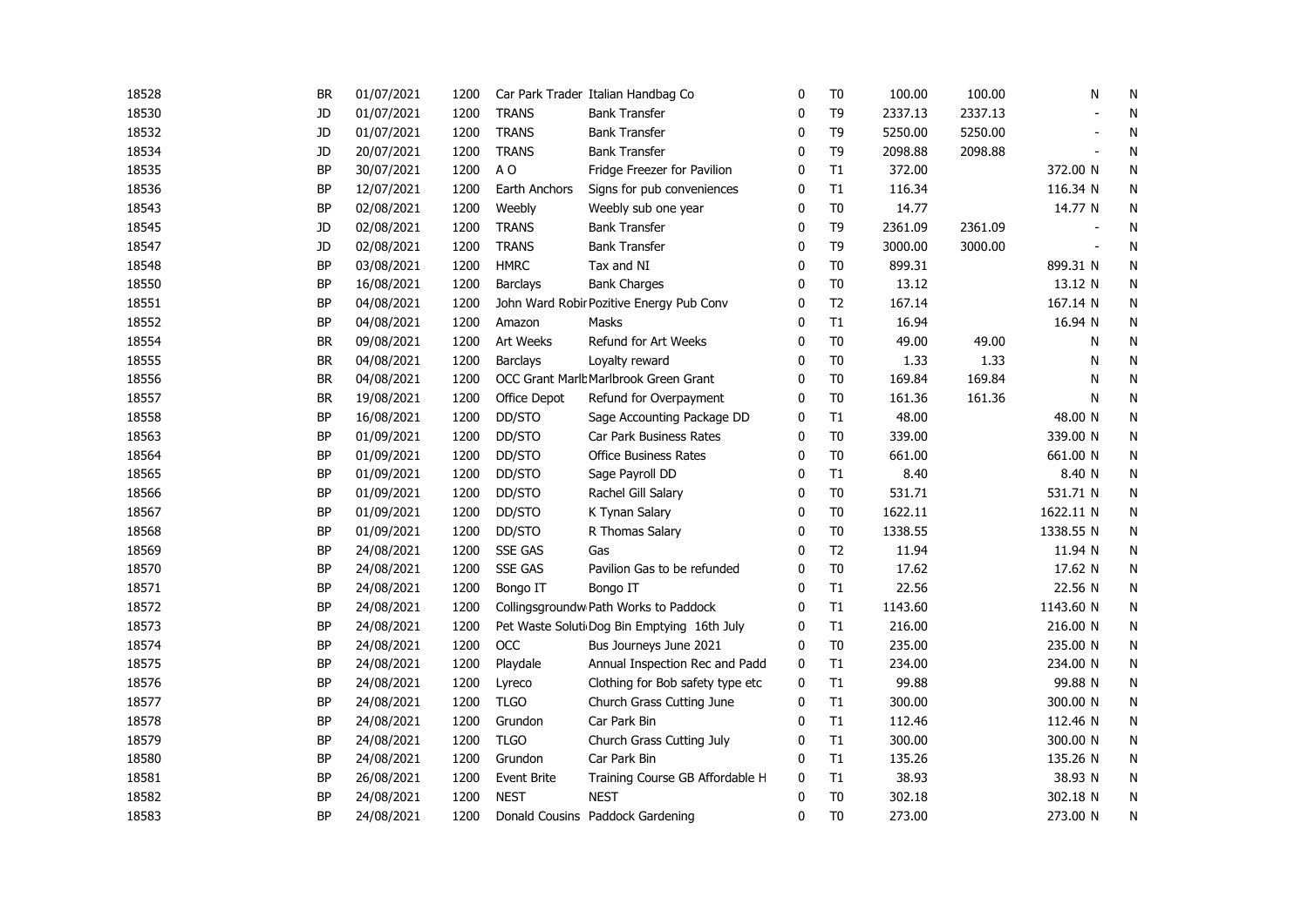|  |  |  |  |  |  |  |  |  |  |  |  |
|---|---|---|---|---|---|---|---|---|---|---|---|
| 18528 | BR | 01/07/2021 | 1200 | Car Park Trader | Italian Handbag Co | 0 | T0 | 100.00 | 100.00 | N | N |
| 18530 | JD | 01/07/2021 | 1200 | TRANS | Bank Transfer | 0 | T9 | 2337.13 | 2337.13 | - | N |
| 18532 | JD | 01/07/2021 | 1200 | TRANS | Bank Transfer | 0 | T9 | 5250.00 | 5250.00 | - | N |
| 18534 | JD | 20/07/2021 | 1200 | TRANS | Bank Transfer | 0 | T9 | 2098.88 | 2098.88 | - | N |
| 18535 | BP | 30/07/2021 | 1200 | A O | Fridge Freezer for Pavilion | 0 | T1 | 372.00 |  | 372.00 N | N |
| 18536 | BP | 12/07/2021 | 1200 | Earth Anchors | Signs for pub conveniences | 0 | T1 | 116.34 |  | 116.34 N | N |
| 18543 | BP | 02/08/2021 | 1200 | Weebly | Weebly sub one year | 0 | T0 | 14.77 |  | 14.77 N | N |
| 18545 | JD | 02/08/2021 | 1200 | TRANS | Bank Transfer | 0 | T9 | 2361.09 | 2361.09 | - | N |
| 18547 | JD | 02/08/2021 | 1200 | TRANS | Bank Transfer | 0 | T9 | 3000.00 | 3000.00 | - | N |
| 18548 | BP | 03/08/2021 | 1200 | HMRC | Tax and NI | 0 | T0 | 899.31 |  | 899.31 N | N |
| 18550 | BP | 16/08/2021 | 1200 | Barclays | Bank Charges | 0 | T0 | 13.12 |  | 13.12 N | N |
| 18551 | BP | 04/08/2021 | 1200 | John Ward Robir | Pozitive Energy Pub Conv | 0 | T2 | 167.14 |  | 167.14 N | N |
| 18552 | BP | 04/08/2021 | 1200 | Amazon | Masks | 0 | T1 | 16.94 |  | 16.94 N | N |
| 18554 | BR | 09/08/2021 | 1200 | Art Weeks | Refund for Art Weeks | 0 | T0 | 49.00 | 49.00 | N | N |
| 18555 | BR | 04/08/2021 | 1200 | Barclays | Loyalty reward | 0 | T0 | 1.33 | 1.33 | N | N |
| 18556 | BR | 04/08/2021 | 1200 | OCC Grant Marlb | Marlbrook Green Grant | 0 | T0 | 169.84 | 169.84 | N | N |
| 18557 | BR | 19/08/2021 | 1200 | Office Depot | Refund for Overpayment | 0 | T0 | 161.36 | 161.36 | N | N |
| 18558 | BP | 16/08/2021 | 1200 | DD/STO | Sage Accounting Package DD | 0 | T1 | 48.00 |  | 48.00 N | N |
| 18563 | BP | 01/09/2021 | 1200 | DD/STO | Car Park Business Rates | 0 | T0 | 339.00 |  | 339.00 N | N |
| 18564 | BP | 01/09/2021 | 1200 | DD/STO | Office Business Rates | 0 | T0 | 661.00 |  | 661.00 N | N |
| 18565 | BP | 01/09/2021 | 1200 | DD/STO | Sage Payroll DD | 0 | T1 | 8.40 |  | 8.40 N | N |
| 18566 | BP | 01/09/2021 | 1200 | DD/STO | Rachel Gill Salary | 0 | T0 | 531.71 |  | 531.71 N | N |
| 18567 | BP | 01/09/2021 | 1200 | DD/STO | K Tynan Salary | 0 | T0 | 1622.11 |  | 1622.11 N | N |
| 18568 | BP | 01/09/2021 | 1200 | DD/STO | R Thomas Salary | 0 | T0 | 1338.55 |  | 1338.55 N | N |
| 18569 | BP | 24/08/2021 | 1200 | SSE GAS | Gas | 0 | T2 | 11.94 |  | 11.94 N | N |
| 18570 | BP | 24/08/2021 | 1200 | SSE GAS | Pavilion Gas to be refunded | 0 | T0 | 17.62 |  | 17.62 N | N |
| 18571 | BP | 24/08/2021 | 1200 | Bongo IT | Bongo IT | 0 | T1 | 22.56 |  | 22.56 N | N |
| 18572 | BP | 24/08/2021 | 1200 | Collingsgroundw | Path Works to Paddock | 0 | T1 | 1143.60 |  | 1143.60 N | N |
| 18573 | BP | 24/08/2021 | 1200 | Pet Waste Soluti | Dog Bin Emptying 16th July | 0 | T1 | 216.00 |  | 216.00 N | N |
| 18574 | BP | 24/08/2021 | 1200 | OCC | Bus Journeys June 2021 | 0 | T0 | 235.00 |  | 235.00 N | N |
| 18575 | BP | 24/08/2021 | 1200 | Playdale | Annual Inspection Rec and Padd | 0 | T1 | 234.00 |  | 234.00 N | N |
| 18576 | BP | 24/08/2021 | 1200 | Lyreco | Clothing for Bob safety type etc | 0 | T1 | 99.88 |  | 99.88 N | N |
| 18577 | BP | 24/08/2021 | 1200 | TLGO | Church Grass Cutting June | 0 | T1 | 300.00 |  | 300.00 N | N |
| 18578 | BP | 24/08/2021 | 1200 | Grundon | Car Park Bin | 0 | T1 | 112.46 |  | 112.46 N | N |
| 18579 | BP | 24/08/2021 | 1200 | TLGO | Church Grass Cutting July | 0 | T1 | 300.00 |  | 300.00 N | N |
| 18580 | BP | 24/08/2021 | 1200 | Grundon | Car Park Bin | 0 | T1 | 135.26 |  | 135.26 N | N |
| 18581 | BP | 26/08/2021 | 1200 | Event Brite | Training Course GB Affordable H | 0 | T1 | 38.93 |  | 38.93 N | N |
| 18582 | BP | 24/08/2021 | 1200 | NEST | NEST | 0 | T0 | 302.18 |  | 302.18 N | N |
| 18583 | BP | 24/08/2021 | 1200 | Donald Cousins | Paddock Gardening | 0 | T0 | 273.00 |  | 273.00 N | N |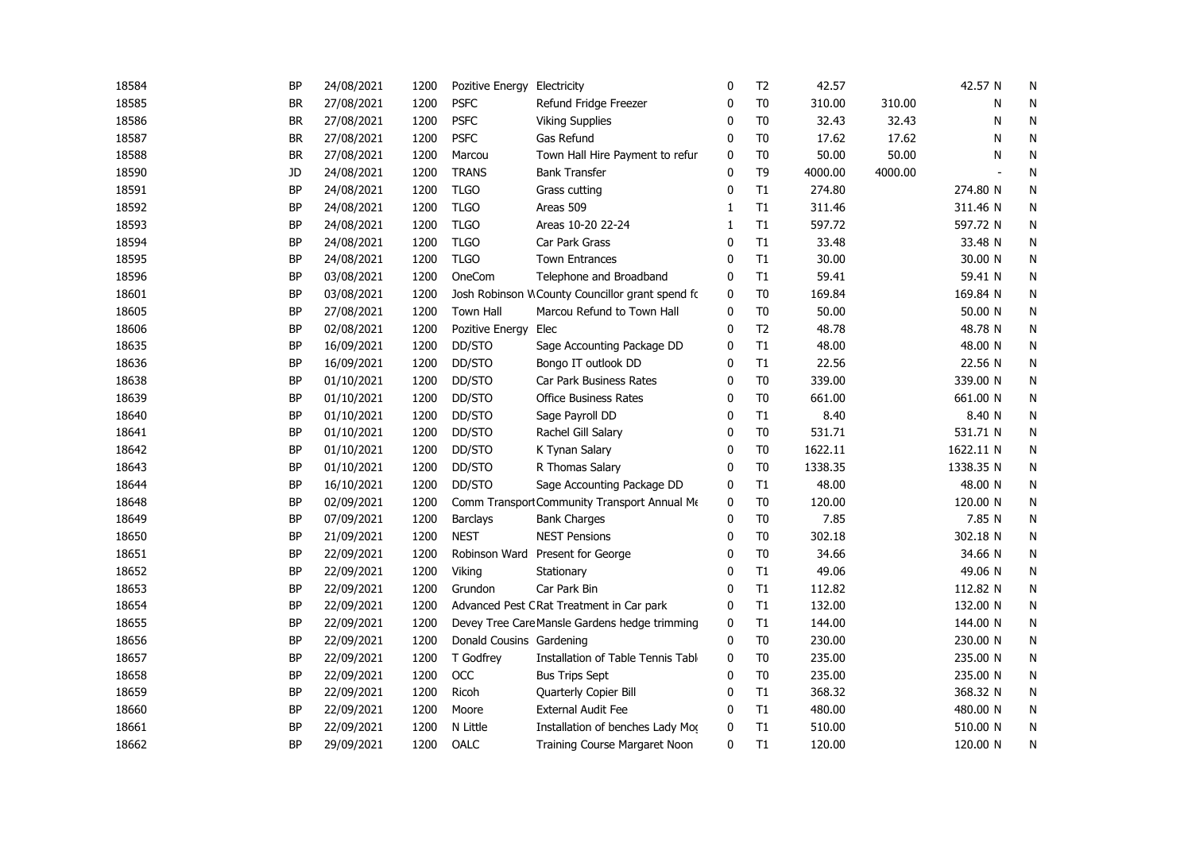| | | | | | | | | | | | |
|---|---|---|---|---|---|---|---|---|---|---|---|
| 18584 | BP | 24/08/2021 | 1200 | Pozitive Energy | Electricity | 0 | T2 | 42.57 | | 42.57 N | N |
| 18585 | BR | 27/08/2021 | 1200 | PSFC | Refund Fridge Freezer | 0 | T0 | 310.00 | 310.00 | N | N |
| 18586 | BR | 27/08/2021 | 1200 | PSFC | Viking Supplies | 0 | T0 | 32.43 | 32.43 | N | N |
| 18587 | BR | 27/08/2021 | 1200 | PSFC | Gas Refund | 0 | T0 | 17.62 | 17.62 | N | N |
| 18588 | BR | 27/08/2021 | 1200 | Marcou | Town Hall Hire Payment to refur | 0 | T0 | 50.00 | 50.00 | N | N |
| 18590 | JD | 24/08/2021 | 1200 | TRANS | Bank Transfer | 0 | T9 | 4000.00 | 4000.00 | - | N |
| 18591 | BP | 24/08/2021 | 1200 | TLGO | Grass cutting | 0 | T1 | 274.80 | | 274.80 N | N |
| 18592 | BP | 24/08/2021 | 1200 | TLGO | Areas 509 | 1 | T1 | 311.46 | | 311.46 N | N |
| 18593 | BP | 24/08/2021 | 1200 | TLGO | Areas 10-20 22-24 | 1 | T1 | 597.72 | | 597.72 N | N |
| 18594 | BP | 24/08/2021 | 1200 | TLGO | Car Park Grass | 0 | T1 | 33.48 | | 33.48 N | N |
| 18595 | BP | 24/08/2021 | 1200 | TLGO | Town Entrances | 0 | T1 | 30.00 | | 30.00 N | N |
| 18596 | BP | 03/08/2021 | 1200 | OneCom | Telephone and Broadband | 0 | T1 | 59.41 | | 59.41 N | N |
| 18601 | BP | 03/08/2021 | 1200 | Josh Robinson W | County Councillor grant spend fc | 0 | T0 | 169.84 | | 169.84 N | N |
| 18605 | BP | 27/08/2021 | 1200 | Town Hall | Marcou Refund to Town Hall | 0 | T0 | 50.00 | | 50.00 N | N |
| 18606 | BP | 02/08/2021 | 1200 | Pozitive Energy | Elec | 0 | T2 | 48.78 | | 48.78 N | N |
| 18635 | BP | 16/09/2021 | 1200 | DD/STO | Sage Accounting Package DD | 0 | T1 | 48.00 | | 48.00 N | N |
| 18636 | BP | 16/09/2021 | 1200 | DD/STO | Bongo IT outlook DD | 0 | T1 | 22.56 | | 22.56 N | N |
| 18638 | BP | 01/10/2021 | 1200 | DD/STO | Car Park Business Rates | 0 | T0 | 339.00 | | 339.00 N | N |
| 18639 | BP | 01/10/2021 | 1200 | DD/STO | Office Business Rates | 0 | T0 | 661.00 | | 661.00 N | N |
| 18640 | BP | 01/10/2021 | 1200 | DD/STO | Sage Payroll DD | 0 | T1 | 8.40 | | 8.40 N | N |
| 18641 | BP | 01/10/2021 | 1200 | DD/STO | Rachel Gill Salary | 0 | T0 | 531.71 | | 531.71 N | N |
| 18642 | BP | 01/10/2021 | 1200 | DD/STO | K Tynan Salary | 0 | T0 | 1622.11 | | 1622.11 N | N |
| 18643 | BP | 01/10/2021 | 1200 | DD/STO | R Thomas Salary | 0 | T0 | 1338.35 | | 1338.35 N | N |
| 18644 | BP | 16/10/2021 | 1200 | DD/STO | Sage Accounting Package DD | 0 | T1 | 48.00 | | 48.00 N | N |
| 18648 | BP | 02/09/2021 | 1200 | Comm Transport | Community Transport Annual Me | 0 | T0 | 120.00 | | 120.00 N | N |
| 18649 | BP | 07/09/2021 | 1200 | Barclays | Bank Charges | 0 | T0 | 7.85 | | 7.85 N | N |
| 18650 | BP | 21/09/2021 | 1200 | NEST | NEST Pensions | 0 | T0 | 302.18 | | 302.18 N | N |
| 18651 | BP | 22/09/2021 | 1200 | Robinson Ward | Present for George | 0 | T0 | 34.66 | | 34.66 N | N |
| 18652 | BP | 22/09/2021 | 1200 | Viking | Stationary | 0 | T1 | 49.06 | | 49.06 N | N |
| 18653 | BP | 22/09/2021 | 1200 | Grundon | Car Park Bin | 0 | T1 | 112.82 | | 112.82 N | N |
| 18654 | BP | 22/09/2021 | 1200 | Advanced Pest C | Rat Treatment in Car park | 0 | T1 | 132.00 | | 132.00 N | N |
| 18655 | BP | 22/09/2021 | 1200 | Devey Tree Care | Mansle Gardens hedge trimming | 0 | T1 | 144.00 | | 144.00 N | N |
| 18656 | BP | 22/09/2021 | 1200 | Donald Cousins | Gardening | 0 | T0 | 230.00 | | 230.00 N | N |
| 18657 | BP | 22/09/2021 | 1200 | T Godfrey | Installation of Table Tennis Tabl | 0 | T0 | 235.00 | | 235.00 N | N |
| 18658 | BP | 22/09/2021 | 1200 | OCC | Bus Trips Sept | 0 | T0 | 235.00 | | 235.00 N | N |
| 18659 | BP | 22/09/2021 | 1200 | Ricoh | Quarterly Copier Bill | 0 | T1 | 368.32 | | 368.32 N | N |
| 18660 | BP | 22/09/2021 | 1200 | Moore | External Audit Fee | 0 | T1 | 480.00 | | 480.00 N | N |
| 18661 | BP | 22/09/2021 | 1200 | N Little | Installation of benches Lady Mo | 0 | T1 | 510.00 | | 510.00 N | N |
| 18662 | BP | 29/09/2021 | 1200 | OALC | Training Course Margaret Noon | 0 | T1 | 120.00 | | 120.00 N | N |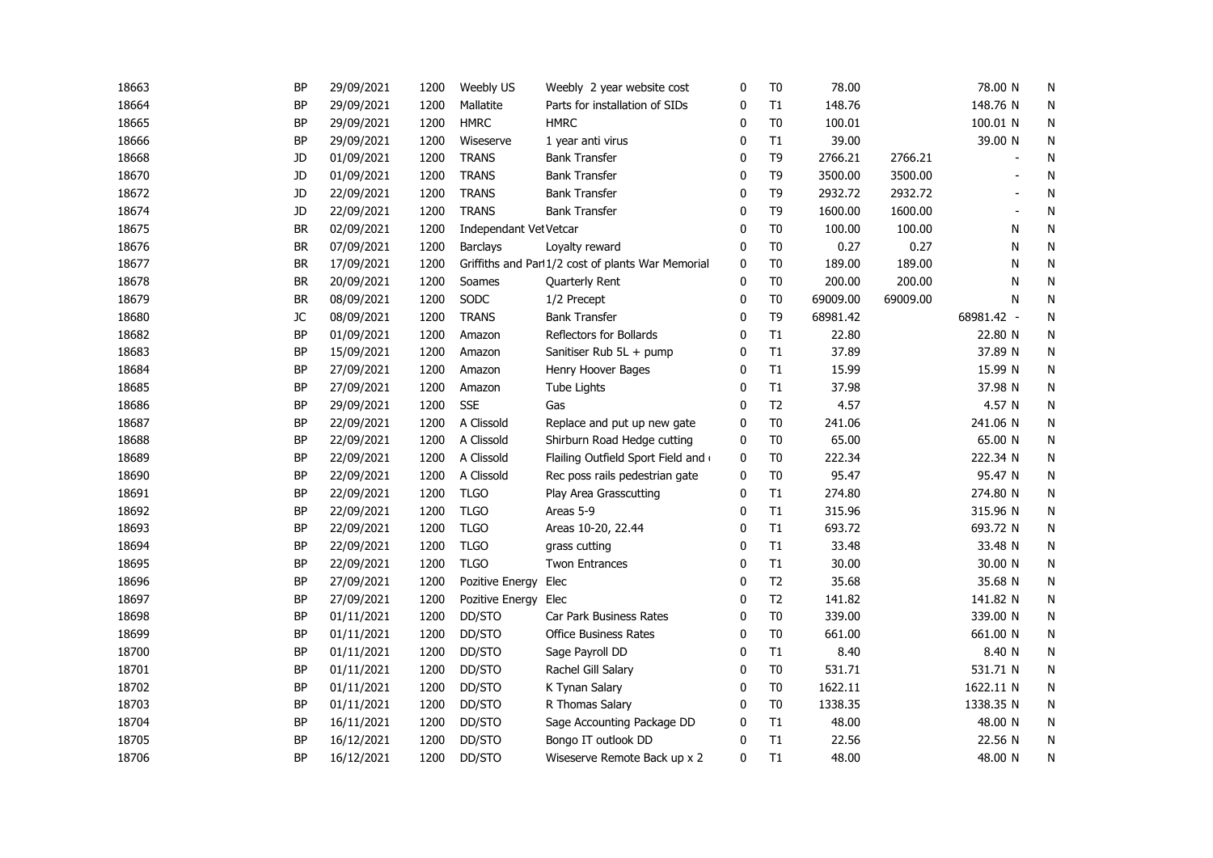| | | | | | | | | | | | | |
|---|---|---|---|---|---|---|---|---|---|---|---|---|
| 18663 | BP | 29/09/2021 | 1200 | Weebly US | Weebly 2 year website cost | 0 | T0 | 78.00 | | 78.00 | N | N |
| 18664 | BP | 29/09/2021 | 1200 | Mallatite | Parts for installation of SIDs | 0 | T1 | 148.76 | | 148.76 | N | N |
| 18665 | BP | 29/09/2021 | 1200 | HMRC | HMRC | 0 | T0 | 100.01 | | 100.01 | N | N |
| 18666 | BP | 29/09/2021 | 1200 | Wiseserve | 1 year anti virus | 0 | T1 | 39.00 | | 39.00 | N | N |
| 18668 | JD | 01/09/2021 | 1200 | TRANS | Bank Transfer | 0 | T9 | 2766.21 | 2766.21 | - | | N |
| 18670 | JD | 01/09/2021 | 1200 | TRANS | Bank Transfer | 0 | T9 | 3500.00 | 3500.00 | - | | N |
| 18672 | JD | 22/09/2021 | 1200 | TRANS | Bank Transfer | 0 | T9 | 2932.72 | 2932.72 | - | | N |
| 18674 | JD | 22/09/2021 | 1200 | TRANS | Bank Transfer | 0 | T9 | 1600.00 | 1600.00 | - | | N |
| 18675 | BR | 02/09/2021 | 1200 | Independant Vet | Vetcar | 0 | T0 | 100.00 | 100.00 | | N | N |
| 18676 | BR | 07/09/2021 | 1200 | Barclays | Loyalty reward | 0 | T0 | 0.27 | 0.27 | | N | N |
| 18677 | BR | 17/09/2021 | 1200 | Griffiths and Par | 1/2 cost of plants War Memorial | 0 | T0 | 189.00 | 189.00 | | N | N |
| 18678 | BR | 20/09/2021 | 1200 | Soames | Quarterly Rent | 0 | T0 | 200.00 | 200.00 | | N | N |
| 18679 | BR | 08/09/2021 | 1200 | SODC | 1/2 Precept | 0 | T0 | 69009.00 | 69009.00 | | N | N |
| 18680 | JC | 08/09/2021 | 1200 | TRANS | Bank Transfer | 0 | T9 | 68981.42 | | 68981.42 | - | N |
| 18682 | BP | 01/09/2021 | 1200 | Amazon | Reflectors for Bollards | 0 | T1 | 22.80 | | 22.80 | N | N |
| 18683 | BP | 15/09/2021 | 1200 | Amazon | Sanitiser Rub 5L + pump | 0 | T1 | 37.89 | | 37.89 | N | N |
| 18684 | BP | 27/09/2021 | 1200 | Amazon | Henry Hoover Bages | 0 | T1 | 15.99 | | 15.99 | N | N |
| 18685 | BP | 27/09/2021 | 1200 | Amazon | Tube Lights | 0 | T1 | 37.98 | | 37.98 | N | N |
| 18686 | BP | 29/09/2021 | 1200 | SSE | Gas | 0 | T2 | 4.57 | | 4.57 | N | N |
| 18687 | BP | 22/09/2021 | 1200 | A Clissold | Replace and put up new gate | 0 | T0 | 241.06 | | 241.06 | N | N |
| 18688 | BP | 22/09/2021 | 1200 | A Clissold | Shirburn Road Hedge cutting | 0 | T0 | 65.00 | | 65.00 | N | N |
| 18689 | BP | 22/09/2021 | 1200 | A Clissold | Flailing Outfield Sport Field and ( | 0 | T0 | 222.34 | | 222.34 | N | N |
| 18690 | BP | 22/09/2021 | 1200 | A Clissold | Rec poss rails pedestrian gate | 0 | T0 | 95.47 | | 95.47 | N | N |
| 18691 | BP | 22/09/2021 | 1200 | TLGO | Play Area Grasscutting | 0 | T1 | 274.80 | | 274.80 | N | N |
| 18692 | BP | 22/09/2021 | 1200 | TLGO | Areas 5-9 | 0 | T1 | 315.96 | | 315.96 | N | N |
| 18693 | BP | 22/09/2021 | 1200 | TLGO | Areas 10-20, 22.44 | 0 | T1 | 693.72 | | 693.72 | N | N |
| 18694 | BP | 22/09/2021 | 1200 | TLGO | grass cutting | 0 | T1 | 33.48 | | 33.48 | N | N |
| 18695 | BP | 22/09/2021 | 1200 | TLGO | Twon Entrances | 0 | T1 | 30.00 | | 30.00 | N | N |
| 18696 | BP | 27/09/2021 | 1200 | Pozitive Energy | Elec | 0 | T2 | 35.68 | | 35.68 | N | N |
| 18697 | BP | 27/09/2021 | 1200 | Pozitive Energy | Elec | 0 | T2 | 141.82 | | 141.82 | N | N |
| 18698 | BP | 01/11/2021 | 1200 | DD/STO | Car Park Business Rates | 0 | T0 | 339.00 | | 339.00 | N | N |
| 18699 | BP | 01/11/2021 | 1200 | DD/STO | Office Business Rates | 0 | T0 | 661.00 | | 661.00 | N | N |
| 18700 | BP | 01/11/2021 | 1200 | DD/STO | Sage Payroll DD | 0 | T1 | 8.40 | | 8.40 | N | N |
| 18701 | BP | 01/11/2021 | 1200 | DD/STO | Rachel Gill Salary | 0 | T0 | 531.71 | | 531.71 | N | N |
| 18702 | BP | 01/11/2021 | 1200 | DD/STO | K Tynan Salary | 0 | T0 | 1622.11 | | 1622.11 | N | N |
| 18703 | BP | 01/11/2021 | 1200 | DD/STO | R Thomas Salary | 0 | T0 | 1338.35 | | 1338.35 | N | N |
| 18704 | BP | 16/11/2021 | 1200 | DD/STO | Sage Accounting Package DD | 0 | T1 | 48.00 | | 48.00 | N | N |
| 18705 | BP | 16/12/2021 | 1200 | DD/STO | Bongo IT outlook DD | 0 | T1 | 22.56 | | 22.56 | N | N |
| 18706 | BP | 16/12/2021 | 1200 | DD/STO | Wiseserve Remote Back up x 2 | 0 | T1 | 48.00 | | 48.00 | N | N |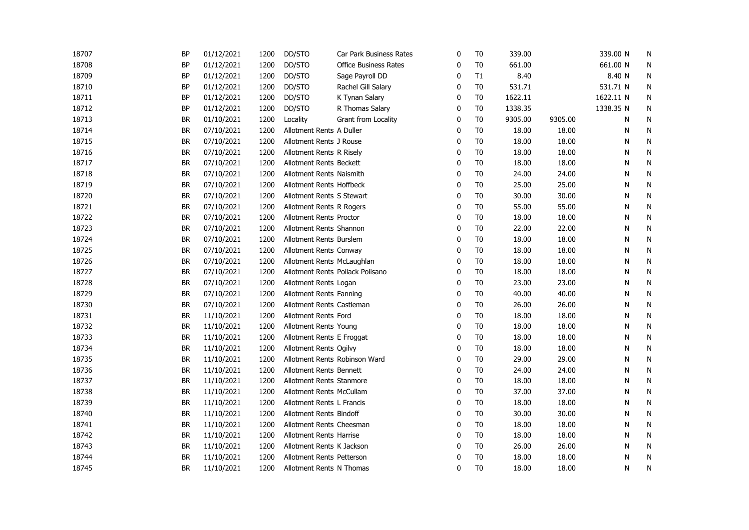| | | | | | | | | | | | | |
|---|---|---|---|---|---|---|---|---|---|---|---|---|
| 18707 | BP | 01/12/2021 | 1200 | DD/STO | Car Park Business Rates | 0 | T0 | 339.00 | | 339.00 | N | N |
| 18708 | BP | 01/12/2021 | 1200 | DD/STO | Office Business Rates | 0 | T0 | 661.00 | | 661.00 | N | N |
| 18709 | BP | 01/12/2021 | 1200 | DD/STO | Sage Payroll DD | 0 | T1 | 8.40 | | 8.40 | N | N |
| 18710 | BP | 01/12/2021 | 1200 | DD/STO | Rachel Gill Salary | 0 | T0 | 531.71 | | 531.71 | N | N |
| 18711 | BP | 01/12/2021 | 1200 | DD/STO | K Tynan Salary | 0 | T0 | 1622.11 | | 1622.11 | N | N |
| 18712 | BP | 01/12/2021 | 1200 | DD/STO | R Thomas Salary | 0 | T0 | 1338.35 | | 1338.35 | N | N |
| 18713 | BR | 01/10/2021 | 1200 | Locality | Grant from Locality | 0 | T0 | 9305.00 | 9305.00 | | N | N |
| 18714 | BR | 07/10/2021 | 1200 | Allotment Rents | A Duller | 0 | T0 | 18.00 | 18.00 | | N | N |
| 18715 | BR | 07/10/2021 | 1200 | Allotment Rents | J Rouse | 0 | T0 | 18.00 | 18.00 | | N | N |
| 18716 | BR | 07/10/2021 | 1200 | Allotment Rents | R Risely | 0 | T0 | 18.00 | 18.00 | | N | N |
| 18717 | BR | 07/10/2021 | 1200 | Allotment Rents | Beckett | 0 | T0 | 18.00 | 18.00 | | N | N |
| 18718 | BR | 07/10/2021 | 1200 | Allotment Rents | Naismith | 0 | T0 | 24.00 | 24.00 | | N | N |
| 18719 | BR | 07/10/2021 | 1200 | Allotment Rents | Hoffbeck | 0 | T0 | 25.00 | 25.00 | | N | N |
| 18720 | BR | 07/10/2021 | 1200 | Allotment Rents | S Stewart | 0 | T0 | 30.00 | 30.00 | | N | N |
| 18721 | BR | 07/10/2021 | 1200 | Allotment Rents | R Rogers | 0 | T0 | 55.00 | 55.00 | | N | N |
| 18722 | BR | 07/10/2021 | 1200 | Allotment Rents | Proctor | 0 | T0 | 18.00 | 18.00 | | N | N |
| 18723 | BR | 07/10/2021 | 1200 | Allotment Rents | Shannon | 0 | T0 | 22.00 | 22.00 | | N | N |
| 18724 | BR | 07/10/2021 | 1200 | Allotment Rents | Burslem | 0 | T0 | 18.00 | 18.00 | | N | N |
| 18725 | BR | 07/10/2021 | 1200 | Allotment Rents | Conway | 0 | T0 | 18.00 | 18.00 | | N | N |
| 18726 | BR | 07/10/2021 | 1200 | Allotment Rents | McLaughlan | 0 | T0 | 18.00 | 18.00 | | N | N |
| 18727 | BR | 07/10/2021 | 1200 | Allotment Rents | Pollack Polisano | 0 | T0 | 18.00 | 18.00 | | N | N |
| 18728 | BR | 07/10/2021 | 1200 | Allotment Rents | Logan | 0 | T0 | 23.00 | 23.00 | | N | N |
| 18729 | BR | 07/10/2021 | 1200 | Allotment Rents | Fanning | 0 | T0 | 40.00 | 40.00 | | N | N |
| 18730 | BR | 07/10/2021 | 1200 | Allotment Rents | Castleman | 0 | T0 | 26.00 | 26.00 | | N | N |
| 18731 | BR | 11/10/2021 | 1200 | Allotment Rents | Ford | 0 | T0 | 18.00 | 18.00 | | N | N |
| 18732 | BR | 11/10/2021 | 1200 | Allotment Rents | Young | 0 | T0 | 18.00 | 18.00 | | N | N |
| 18733 | BR | 11/10/2021 | 1200 | Allotment Rents | E Froggat | 0 | T0 | 18.00 | 18.00 | | N | N |
| 18734 | BR | 11/10/2021 | 1200 | Allotment Rents | Ogilvy | 0 | T0 | 18.00 | 18.00 | | N | N |
| 18735 | BR | 11/10/2021 | 1200 | Allotment Rents | Robinson Ward | 0 | T0 | 29.00 | 29.00 | | N | N |
| 18736 | BR | 11/10/2021 | 1200 | Allotment Rents | Bennett | 0 | T0 | 24.00 | 24.00 | | N | N |
| 18737 | BR | 11/10/2021 | 1200 | Allotment Rents | Stanmore | 0 | T0 | 18.00 | 18.00 | | N | N |
| 18738 | BR | 11/10/2021 | 1200 | Allotment Rents | McCullam | 0 | T0 | 37.00 | 37.00 | | N | N |
| 18739 | BR | 11/10/2021 | 1200 | Allotment Rents | L Francis | 0 | T0 | 18.00 | 18.00 | | N | N |
| 18740 | BR | 11/10/2021 | 1200 | Allotment Rents | Bindoff | 0 | T0 | 30.00 | 30.00 | | N | N |
| 18741 | BR | 11/10/2021 | 1200 | Allotment Rents | Cheesman | 0 | T0 | 18.00 | 18.00 | | N | N |
| 18742 | BR | 11/10/2021 | 1200 | Allotment Rents | Harrise | 0 | T0 | 18.00 | 18.00 | | N | N |
| 18743 | BR | 11/10/2021 | 1200 | Allotment Rents | K Jackson | 0 | T0 | 26.00 | 26.00 | | N | N |
| 18744 | BR | 11/10/2021 | 1200 | Allotment Rents | Petterson | 0 | T0 | 18.00 | 18.00 | | N | N |
| 18745 | BR | 11/10/2021 | 1200 | Allotment Rents | N Thomas | 0 | T0 | 18.00 | 18.00 | | N | N |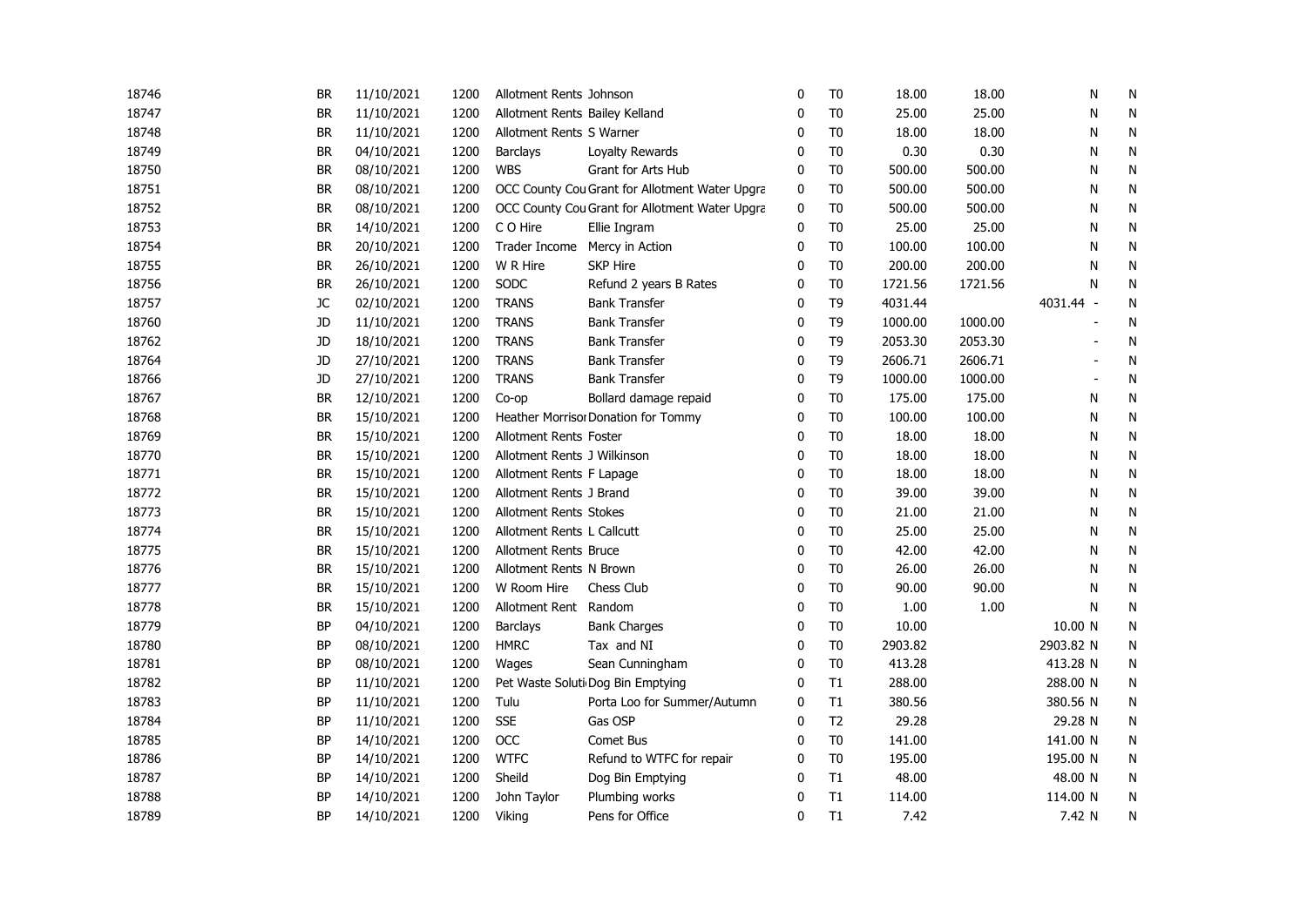| | | | | | | | | | | | |
|---|---|---|---|---|---|---|---|---|---|---|---|
| 18746 | BR | 11/10/2021 | 1200 | Allotment Rents | Johnson | 0 | T0 | 18.00 | 18.00 | N | N |
| 18747 | BR | 11/10/2021 | 1200 | Allotment Rents | Bailey Kelland | 0 | T0 | 25.00 | 25.00 | N | N |
| 18748 | BR | 11/10/2021 | 1200 | Allotment Rents | S Warner | 0 | T0 | 18.00 | 18.00 | N | N |
| 18749 | BR | 04/10/2021 | 1200 | Barclays | Loyalty Rewards | 0 | T0 | 0.30 | 0.30 | N | N |
| 18750 | BR | 08/10/2021 | 1200 | WBS | Grant for Arts Hub | 0 | T0 | 500.00 | 500.00 | N | N |
| 18751 | BR | 08/10/2021 | 1200 | OCC County Cou | Grant for Allotment Water Upgra | 0 | T0 | 500.00 | 500.00 | N | N |
| 18752 | BR | 08/10/2021 | 1200 | OCC County Cou | Grant for Allotment Water Upgra | 0 | T0 | 500.00 | 500.00 | N | N |
| 18753 | BR | 14/10/2021 | 1200 | C O Hire | Ellie Ingram | 0 | T0 | 25.00 | 25.00 | N | N |
| 18754 | BR | 20/10/2021 | 1200 | Trader Income | Mercy in Action | 0 | T0 | 100.00 | 100.00 | N | N |
| 18755 | BR | 26/10/2021 | 1200 | W R Hire | SKP Hire | 0 | T0 | 200.00 | 200.00 | N | N |
| 18756 | BR | 26/10/2021 | 1200 | SODC | Refund 2 years B Rates | 0 | T0 | 1721.56 | 1721.56 | N | N |
| 18757 | JC | 02/10/2021 | 1200 | TRANS | Bank Transfer | 0 | T9 | 4031.44 | | 4031.44 - | N |
| 18760 | JD | 11/10/2021 | 1200 | TRANS | Bank Transfer | 0 | T9 | 1000.00 | 1000.00 | - | N |
| 18762 | JD | 18/10/2021 | 1200 | TRANS | Bank Transfer | 0 | T9 | 2053.30 | 2053.30 | - | N |
| 18764 | JD | 27/10/2021 | 1200 | TRANS | Bank Transfer | 0 | T9 | 2606.71 | 2606.71 | - | N |
| 18766 | JD | 27/10/2021 | 1200 | TRANS | Bank Transfer | 0 | T9 | 1000.00 | 1000.00 | - | N |
| 18767 | BR | 12/10/2021 | 1200 | Co-op | Bollard damage repaid | 0 | T0 | 175.00 | 175.00 | N | N |
| 18768 | BR | 15/10/2021 | 1200 | Heather Morrisor | Donation for Tommy | 0 | T0 | 100.00 | 100.00 | N | N |
| 18769 | BR | 15/10/2021 | 1200 | Allotment Rents | Foster | 0 | T0 | 18.00 | 18.00 | N | N |
| 18770 | BR | 15/10/2021 | 1200 | Allotment Rents | J Wilkinson | 0 | T0 | 18.00 | 18.00 | N | N |
| 18771 | BR | 15/10/2021 | 1200 | Allotment Rents | F Lapage | 0 | T0 | 18.00 | 18.00 | N | N |
| 18772 | BR | 15/10/2021 | 1200 | Allotment Rents | J Brand | 0 | T0 | 39.00 | 39.00 | N | N |
| 18773 | BR | 15/10/2021 | 1200 | Allotment Rents | Stokes | 0 | T0 | 21.00 | 21.00 | N | N |
| 18774 | BR | 15/10/2021 | 1200 | Allotment Rents | L Callcutt | 0 | T0 | 25.00 | 25.00 | N | N |
| 18775 | BR | 15/10/2021 | 1200 | Allotment Rents | Bruce | 0 | T0 | 42.00 | 42.00 | N | N |
| 18776 | BR | 15/10/2021 | 1200 | Allotment Rents | N Brown | 0 | T0 | 26.00 | 26.00 | N | N |
| 18777 | BR | 15/10/2021 | 1200 | W Room Hire | Chess Club | 0 | T0 | 90.00 | 90.00 | N | N |
| 18778 | BR | 15/10/2021 | 1200 | Allotment Rent | Random | 0 | T0 | 1.00 | 1.00 | N | N |
| 18779 | BP | 04/10/2021 | 1200 | Barclays | Bank Charges | 0 | T0 | 10.00 | | 10.00 N | N |
| 18780 | BP | 08/10/2021 | 1200 | HMRC | Tax and NI | 0 | T0 | 2903.82 | | 2903.82 N | N |
| 18781 | BP | 08/10/2021 | 1200 | Wages | Sean Cunningham | 0 | T0 | 413.28 | | 413.28 N | N |
| 18782 | BP | 11/10/2021 | 1200 | Pet Waste Soluti | Dog Bin Emptying | 0 | T1 | 288.00 | | 288.00 N | N |
| 18783 | BP | 11/10/2021 | 1200 | Tulu | Porta Loo for Summer/Autumn | 0 | T1 | 380.56 | | 380.56 N | N |
| 18784 | BP | 11/10/2021 | 1200 | SSE | Gas OSP | 0 | T2 | 29.28 | | 29.28 N | N |
| 18785 | BP | 14/10/2021 | 1200 | OCC | Comet Bus | 0 | T0 | 141.00 | | 141.00 N | N |
| 18786 | BP | 14/10/2021 | 1200 | WTFC | Refund to WTFC for repair | 0 | T0 | 195.00 | | 195.00 N | N |
| 18787 | BP | 14/10/2021 | 1200 | Sheild | Dog Bin Emptying | 0 | T1 | 48.00 | | 48.00 N | N |
| 18788 | BP | 14/10/2021 | 1200 | John Taylor | Plumbing works | 0 | T1 | 114.00 | | 114.00 N | N |
| 18789 | BP | 14/10/2021 | 1200 | Viking | Pens for Office | 0 | T1 | 7.42 | | 7.42 N | N |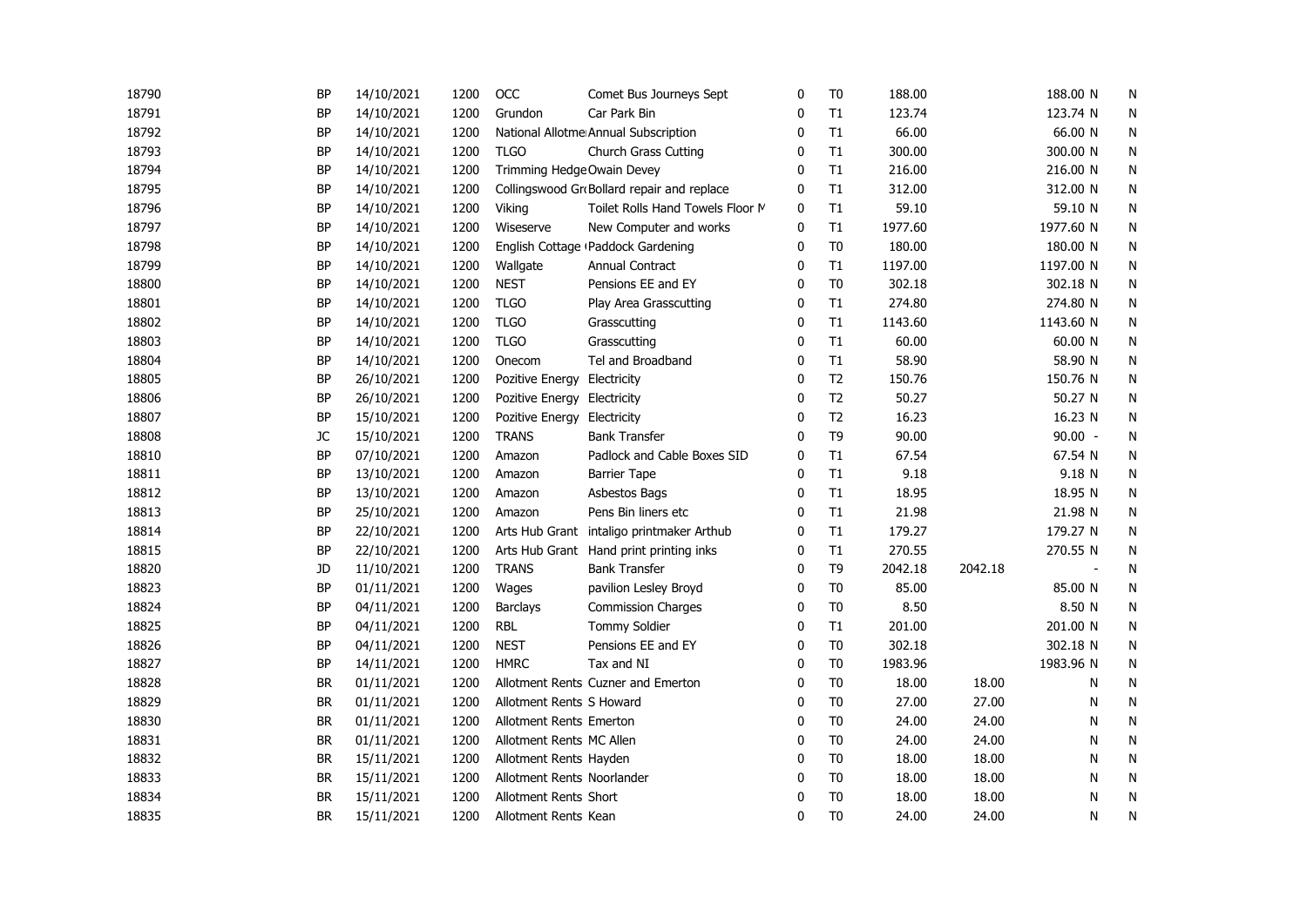| | | | | | | | | | | | |
|---|---|---|---|---|---|---|---|---|---|---|---|
| 18790 | BP | 14/10/2021 | 1200 | OCC | Comet Bus Journeys Sept | 0 | T0 | 188.00 | | 188.00 N | N |
| 18791 | BP | 14/10/2021 | 1200 | Grundon | Car Park Bin | 0 | T1 | 123.74 | | 123.74 N | N |
| 18792 | BP | 14/10/2021 | 1200 | National Allotme | Annual Subscription | 0 | T1 | 66.00 | | 66.00 N | N |
| 18793 | BP | 14/10/2021 | 1200 | TLGO | Church Grass Cutting | 0 | T1 | 300.00 | | 300.00 N | N |
| 18794 | BP | 14/10/2021 | 1200 | Trimming Hedge | Owain Devey | 0 | T1 | 216.00 | | 216.00 N | N |
| 18795 | BP | 14/10/2021 | 1200 | Collingswood Gr | Bollard repair and replace | 0 | T1 | 312.00 | | 312.00 N | N |
| 18796 | BP | 14/10/2021 | 1200 | Viking | Toilet Rolls Hand Towels Floor M | 0 | T1 | 59.10 | | 59.10 N | N |
| 18797 | BP | 14/10/2021 | 1200 | Wiseserve | New Computer and works | 0 | T1 | 1977.60 | | 1977.60 N | N |
| 18798 | BP | 14/10/2021 | 1200 | English Cottage ( | Paddock Gardening | 0 | T0 | 180.00 | | 180.00 N | N |
| 18799 | BP | 14/10/2021 | 1200 | Wallgate | Annual Contract | 0 | T1 | 1197.00 | | 1197.00 N | N |
| 18800 | BP | 14/10/2021 | 1200 | NEST | Pensions EE and EY | 0 | T0 | 302.18 | | 302.18 N | N |
| 18801 | BP | 14/10/2021 | 1200 | TLGO | Play Area Grasscutting | 0 | T1 | 274.80 | | 274.80 N | N |
| 18802 | BP | 14/10/2021 | 1200 | TLGO | Grasscutting | 0 | T1 | 1143.60 | | 1143.60 N | N |
| 18803 | BP | 14/10/2021 | 1200 | TLGO | Grasscutting | 0 | T1 | 60.00 | | 60.00 N | N |
| 18804 | BP | 14/10/2021 | 1200 | Onecom | Tel and Broadband | 0 | T1 | 58.90 | | 58.90 N | N |
| 18805 | BP | 26/10/2021 | 1200 | Pozitive Energy | Electricity | 0 | T2 | 150.76 | | 150.76 N | N |
| 18806 | BP | 26/10/2021 | 1200 | Pozitive Energy | Electricity | 0 | T2 | 50.27 | | 50.27 N | N |
| 18807 | BP | 15/10/2021 | 1200 | Pozitive Energy | Electricity | 0 | T2 | 16.23 | | 16.23 N | N |
| 18808 | JC | 15/10/2021 | 1200 | TRANS | Bank Transfer | 0 | T9 | 90.00 | | 90.00 - | N |
| 18810 | BP | 07/10/2021 | 1200 | Amazon | Padlock and Cable Boxes SID | 0 | T1 | 67.54 | | 67.54 N | N |
| 18811 | BP | 13/10/2021 | 1200 | Amazon | Barrier Tape | 0 | T1 | 9.18 | | 9.18 N | N |
| 18812 | BP | 13/10/2021 | 1200 | Amazon | Asbestos Bags | 0 | T1 | 18.95 | | 18.95 N | N |
| 18813 | BP | 25/10/2021 | 1200 | Amazon | Pens Bin liners etc | 0 | T1 | 21.98 | | 21.98 N | N |
| 18814 | BP | 22/10/2021 | 1200 | Arts Hub Grant | intaligo printmaker Arthub | 0 | T1 | 179.27 | | 179.27 N | N |
| 18815 | BP | 22/10/2021 | 1200 | Arts Hub Grant | Hand print printing inks | 0 | T1 | 270.55 | | 270.55 N | N |
| 18820 | JD | 11/10/2021 | 1200 | TRANS | Bank Transfer | 0 | T9 | 2042.18 | 2042.18 | - | N |
| 18823 | BP | 01/11/2021 | 1200 | Wages | pavilion Lesley Broyd | 0 | T0 | 85.00 | | 85.00 N | N |
| 18824 | BP | 04/11/2021 | 1200 | Barclays | Commission Charges | 0 | T0 | 8.50 | | 8.50 N | N |
| 18825 | BP | 04/11/2021 | 1200 | RBL | Tommy Soldier | 0 | T1 | 201.00 | | 201.00 N | N |
| 18826 | BP | 04/11/2021 | 1200 | NEST | Pensions EE and EY | 0 | T0 | 302.18 | | 302.18 N | N |
| 18827 | BP | 14/11/2021 | 1200 | HMRC | Tax and NI | 0 | T0 | 1983.96 | | 1983.96 N | N |
| 18828 | BR | 01/11/2021 | 1200 | Allotment Rents | Cuzner and Emerton | 0 | T0 | 18.00 | 18.00 | N | N |
| 18829 | BR | 01/11/2021 | 1200 | Allotment Rents | S Howard | 0 | T0 | 27.00 | 27.00 | N | N |
| 18830 | BR | 01/11/2021 | 1200 | Allotment Rents | Emerton | 0 | T0 | 24.00 | 24.00 | N | N |
| 18831 | BR | 01/11/2021 | 1200 | Allotment Rents | MC Allen | 0 | T0 | 24.00 | 24.00 | N | N |
| 18832 | BR | 15/11/2021 | 1200 | Allotment Rents | Hayden | 0 | T0 | 18.00 | 18.00 | N | N |
| 18833 | BR | 15/11/2021 | 1200 | Allotment Rents | Noorlander | 0 | T0 | 18.00 | 18.00 | N | N |
| 18834 | BR | 15/11/2021 | 1200 | Allotment Rents | Short | 0 | T0 | 18.00 | 18.00 | N | N |
| 18835 | BR | 15/11/2021 | 1200 | Allotment Rents | Kean | 0 | T0 | 24.00 | 24.00 | N | N |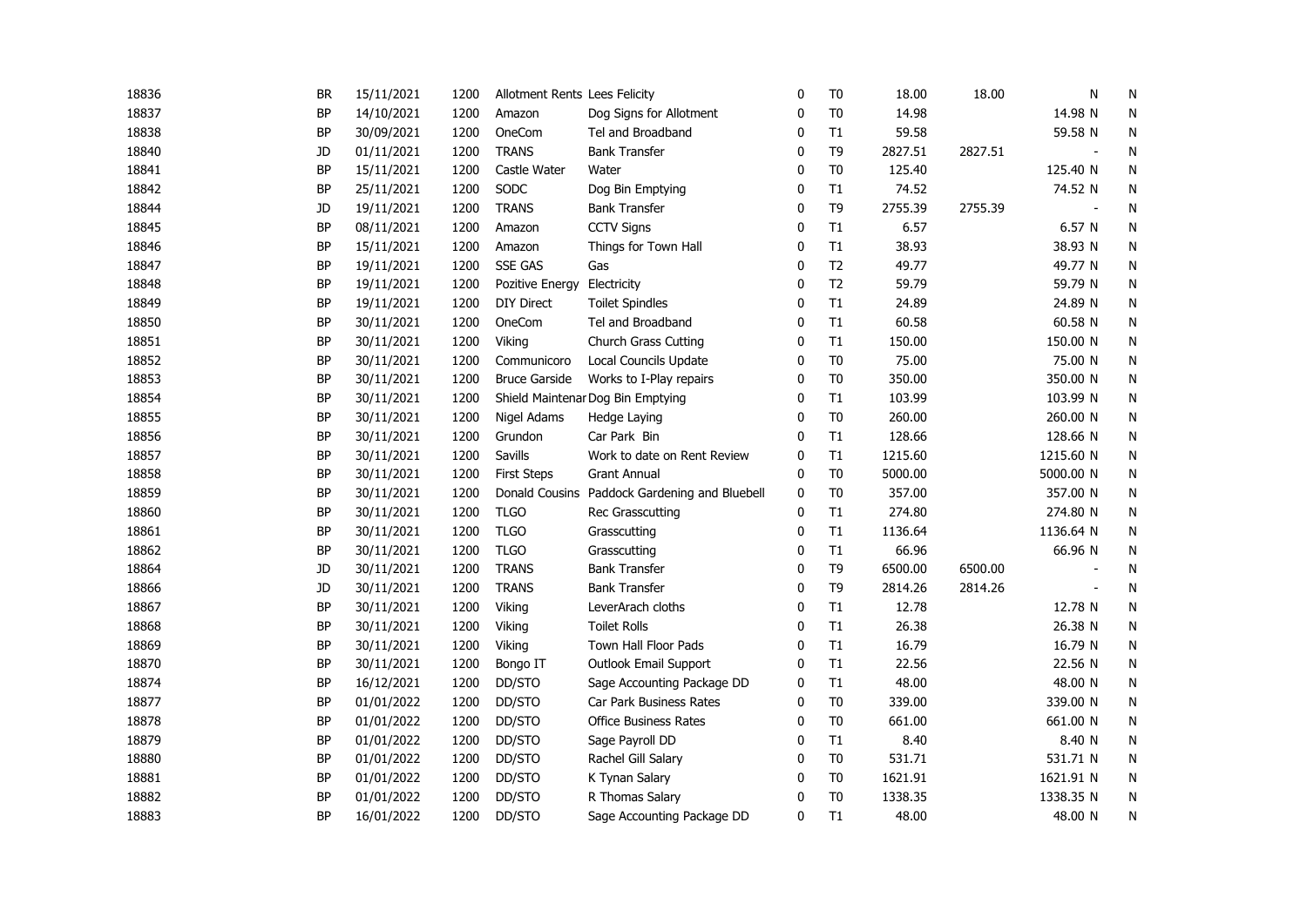| | | | | | | | | | | | |
|---|---|---|---|---|---|---|---|---|---|---|---|
| 18836 | BR | 15/11/2021 | 1200 | Allotment Rents | Lees Felicity | 0 | T0 | 18.00 | 18.00 | N | N |
| 18837 | BP | 14/10/2021 | 1200 | Amazon | Dog Signs for Allotment | 0 | T0 | 14.98 | | 14.98 N | N |
| 18838 | BP | 30/09/2021 | 1200 | OneCom | Tel and Broadband | 0 | T1 | 59.58 | | 59.58 N | N |
| 18840 | JD | 01/11/2021 | 1200 | TRANS | Bank Transfer | 0 | T9 | 2827.51 | 2827.51 | - | N |
| 18841 | BP | 15/11/2021 | 1200 | Castle Water | Water | 0 | T0 | 125.40 | | 125.40 N | N |
| 18842 | BP | 25/11/2021 | 1200 | SODC | Dog Bin Emptying | 0 | T1 | 74.52 | | 74.52 N | N |
| 18844 | JD | 19/11/2021 | 1200 | TRANS | Bank Transfer | 0 | T9 | 2755.39 | 2755.39 | - | N |
| 18845 | BP | 08/11/2021 | 1200 | Amazon | CCTV Signs | 0 | T1 | 6.57 | | 6.57 N | N |
| 18846 | BP | 15/11/2021 | 1200 | Amazon | Things for Town Hall | 0 | T1 | 38.93 | | 38.93 N | N |
| 18847 | BP | 19/11/2021 | 1200 | SSE GAS | Gas | 0 | T2 | 49.77 | | 49.77 N | N |
| 18848 | BP | 19/11/2021 | 1200 | Pozitive Energy | Electricity | 0 | T2 | 59.79 | | 59.79 N | N |
| 18849 | BP | 19/11/2021 | 1200 | DIY Direct | Toilet Spindles | 0 | T1 | 24.89 | | 24.89 N | N |
| 18850 | BP | 30/11/2021 | 1200 | OneCom | Tel and Broadband | 0 | T1 | 60.58 | | 60.58 N | N |
| 18851 | BP | 30/11/2021 | 1200 | Viking | Church Grass Cutting | 0 | T1 | 150.00 | | 150.00 N | N |
| 18852 | BP | 30/11/2021 | 1200 | Communicoro | Local Councils Update | 0 | T0 | 75.00 | | 75.00 N | N |
| 18853 | BP | 30/11/2021 | 1200 | Bruce Garside | Works to I-Play repairs | 0 | T0 | 350.00 | | 350.00 N | N |
| 18854 | BP | 30/11/2021 | 1200 | Shield Maintenar | Dog Bin Emptying | 0 | T1 | 103.99 | | 103.99 N | N |
| 18855 | BP | 30/11/2021 | 1200 | Nigel Adams | Hedge Laying | 0 | T0 | 260.00 | | 260.00 N | N |
| 18856 | BP | 30/11/2021 | 1200 | Grundon | Car Park Bin | 0 | T1 | 128.66 | | 128.66 N | N |
| 18857 | BP | 30/11/2021 | 1200 | Savills | Work to date on Rent Review | 0 | T1 | 1215.60 | | 1215.60 N | N |
| 18858 | BP | 30/11/2021 | 1200 | First Steps | Grant Annual | 0 | T0 | 5000.00 | | 5000.00 N | N |
| 18859 | BP | 30/11/2021 | 1200 | Donald Cousins | Paddock Gardening and Bluebell | 0 | T0 | 357.00 | | 357.00 N | N |
| 18860 | BP | 30/11/2021 | 1200 | TLGO | Rec Grasscutting | 0 | T1 | 274.80 | | 274.80 N | N |
| 18861 | BP | 30/11/2021 | 1200 | TLGO | Grasscutting | 0 | T1 | 1136.64 | | 1136.64 N | N |
| 18862 | BP | 30/11/2021 | 1200 | TLGO | Grasscutting | 0 | T1 | 66.96 | | 66.96 N | N |
| 18864 | JD | 30/11/2021 | 1200 | TRANS | Bank Transfer | 0 | T9 | 6500.00 | 6500.00 | - | N |
| 18866 | JD | 30/11/2021 | 1200 | TRANS | Bank Transfer | 0 | T9 | 2814.26 | 2814.26 | - | N |
| 18867 | BP | 30/11/2021 | 1200 | Viking | LeverArach cloths | 0 | T1 | 12.78 | | 12.78 N | N |
| 18868 | BP | 30/11/2021 | 1200 | Viking | Toilet Rolls | 0 | T1 | 26.38 | | 26.38 N | N |
| 18869 | BP | 30/11/2021 | 1200 | Viking | Town Hall Floor Pads | 0 | T1 | 16.79 | | 16.79 N | N |
| 18870 | BP | 30/11/2021 | 1200 | Bongo IT | Outlook Email Support | 0 | T1 | 22.56 | | 22.56 N | N |
| 18874 | BP | 16/12/2021 | 1200 | DD/STO | Sage Accounting Package DD | 0 | T1 | 48.00 | | 48.00 N | N |
| 18877 | BP | 01/01/2022 | 1200 | DD/STO | Car Park Business Rates | 0 | T0 | 339.00 | | 339.00 N | N |
| 18878 | BP | 01/01/2022 | 1200 | DD/STO | Office Business Rates | 0 | T0 | 661.00 | | 661.00 N | N |
| 18879 | BP | 01/01/2022 | 1200 | DD/STO | Sage Payroll DD | 0 | T1 | 8.40 | | 8.40 N | N |
| 18880 | BP | 01/01/2022 | 1200 | DD/STO | Rachel Gill Salary | 0 | T0 | 531.71 | | 531.71 N | N |
| 18881 | BP | 01/01/2022 | 1200 | DD/STO | K Tynan Salary | 0 | T0 | 1621.91 | | 1621.91 N | N |
| 18882 | BP | 01/01/2022 | 1200 | DD/STO | R Thomas Salary | 0 | T0 | 1338.35 | | 1338.35 N | N |
| 18883 | BP | 16/01/2022 | 1200 | DD/STO | Sage Accounting Package DD | 0 | T1 | 48.00 | | 48.00 N | N |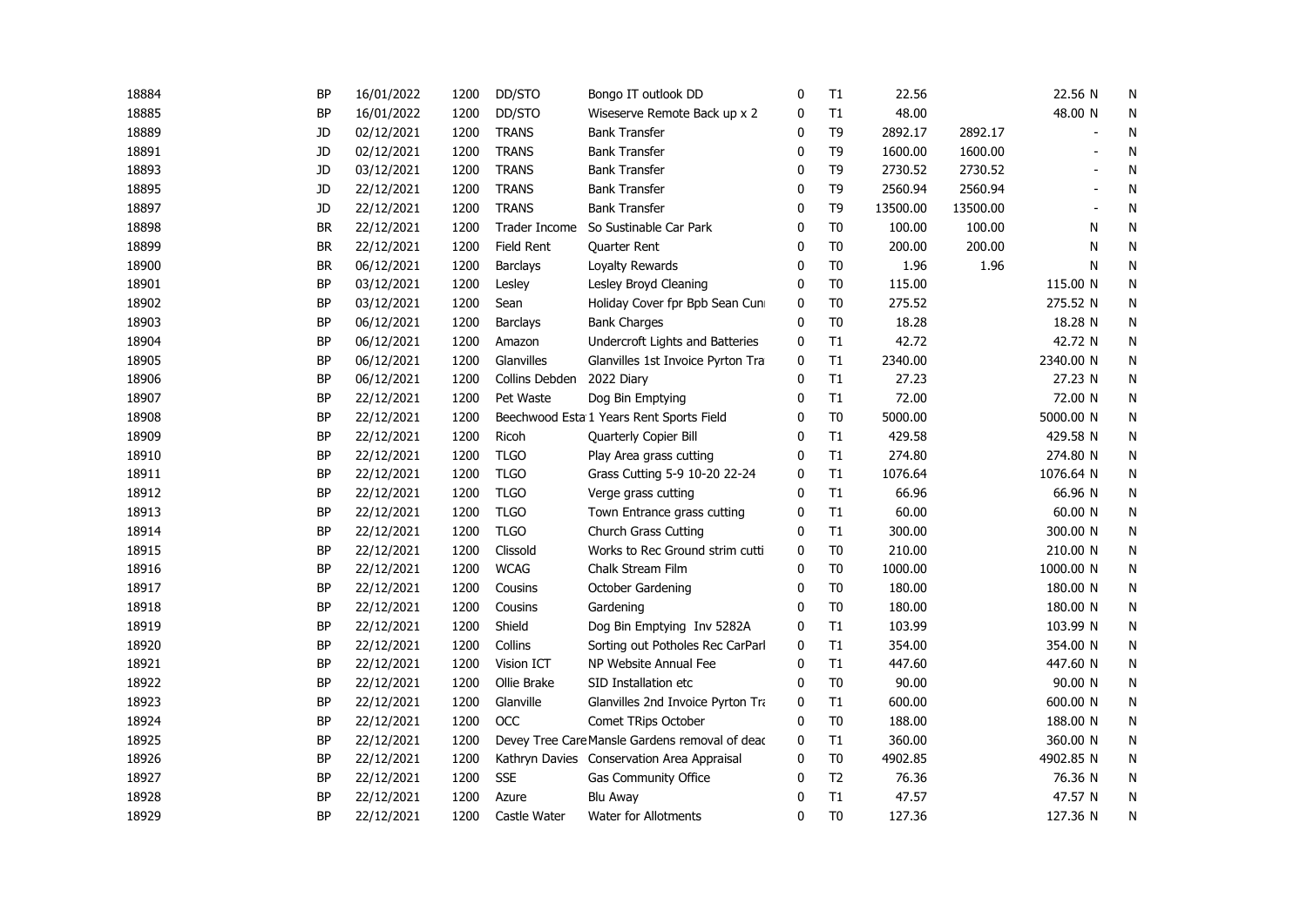| | | | | | | | | | | | | |
|---|---|---|---|---|---|---|---|---|---|---|---|---|
| 18884 | BP | 16/01/2022 | 1200 | DD/STO | Bongo IT outlook DD | 0 | T1 | 22.56 | | 22.56 | N | N |
| 18885 | BP | 16/01/2022 | 1200 | DD/STO | Wiseserve Remote Back up x 2 | 0 | T1 | 48.00 | | 48.00 | N | N |
| 18889 | JD | 02/12/2021 | 1200 | TRANS | Bank Transfer | 0 | T9 | 2892.17 | 2892.17 | - | | N |
| 18891 | JD | 02/12/2021 | 1200 | TRANS | Bank Transfer | 0 | T9 | 1600.00 | 1600.00 | - | | N |
| 18893 | JD | 03/12/2021 | 1200 | TRANS | Bank Transfer | 0 | T9 | 2730.52 | 2730.52 | - | | N |
| 18895 | JD | 22/12/2021 | 1200 | TRANS | Bank Transfer | 0 | T9 | 2560.94 | 2560.94 | - | | N |
| 18897 | JD | 22/12/2021 | 1200 | TRANS | Bank Transfer | 0 | T9 | 13500.00 | 13500.00 | - | | N |
| 18898 | BR | 22/12/2021 | 1200 | Trader Income | So Sustinable Car Park | 0 | T0 | 100.00 | 100.00 | | N | N |
| 18899 | BR | 22/12/2021 | 1200 | Field Rent | Quarter Rent | 0 | T0 | 200.00 | 200.00 | | N | N |
| 18900 | BR | 06/12/2021 | 1200 | Barclays | Loyalty Rewards | 0 | T0 | 1.96 | 1.96 | | N | N |
| 18901 | BP | 03/12/2021 | 1200 | Lesley | Lesley Broyd Cleaning | 0 | T0 | 115.00 | | 115.00 | N | N |
| 18902 | BP | 03/12/2021 | 1200 | Sean | Holiday Cover fpr Bpb Sean Cun | 0 | T0 | 275.52 | | 275.52 | N | N |
| 18903 | BP | 06/12/2021 | 1200 | Barclays | Bank Charges | 0 | T0 | 18.28 | | 18.28 | N | N |
| 18904 | BP | 06/12/2021 | 1200 | Amazon | Undercroft Lights and Batteries | 0 | T1 | 42.72 | | 42.72 | N | N |
| 18905 | BP | 06/12/2021 | 1200 | Glanvilles | Glanvilles 1st Invoice Pyrton Tra | 0 | T1 | 2340.00 | | 2340.00 | N | N |
| 18906 | BP | 06/12/2021 | 1200 | Collins Debden | 2022 Diary | 0 | T1 | 27.23 | | 27.23 | N | N |
| 18907 | BP | 22/12/2021 | 1200 | Pet Waste | Dog Bin Emptying | 0 | T1 | 72.00 | | 72.00 | N | N |
| 18908 | BP | 22/12/2021 | 1200 | Beechwood Esta | 1 Years Rent Sports Field | 0 | T0 | 5000.00 | | 5000.00 | N | N |
| 18909 | BP | 22/12/2021 | 1200 | Ricoh | Quarterly Copier Bill | 0 | T1 | 429.58 | | 429.58 | N | N |
| 18910 | BP | 22/12/2021 | 1200 | TLGO | Play Area grass cutting | 0 | T1 | 274.80 | | 274.80 | N | N |
| 18911 | BP | 22/12/2021 | 1200 | TLGO | Grass Cutting 5-9 10-20 22-24 | 0 | T1 | 1076.64 | | 1076.64 | N | N |
| 18912 | BP | 22/12/2021 | 1200 | TLGO | Verge grass cutting | 0 | T1 | 66.96 | | 66.96 | N | N |
| 18913 | BP | 22/12/2021 | 1200 | TLGO | Town Entrance grass cutting | 0 | T1 | 60.00 | | 60.00 | N | N |
| 18914 | BP | 22/12/2021 | 1200 | TLGO | Church Grass Cutting | 0 | T1 | 300.00 | | 300.00 | N | N |
| 18915 | BP | 22/12/2021 | 1200 | Clissold | Works to Rec Ground strim cutti | 0 | T0 | 210.00 | | 210.00 | N | N |
| 18916 | BP | 22/12/2021 | 1200 | WCAG | Chalk Stream Film | 0 | T0 | 1000.00 | | 1000.00 | N | N |
| 18917 | BP | 22/12/2021 | 1200 | Cousins | October Gardening | 0 | T0 | 180.00 | | 180.00 | N | N |
| 18918 | BP | 22/12/2021 | 1200 | Cousins | Gardening | 0 | T0 | 180.00 | | 180.00 | N | N |
| 18919 | BP | 22/12/2021 | 1200 | Shield | Dog Bin Emptying Inv 5282A | 0 | T1 | 103.99 | | 103.99 | N | N |
| 18920 | BP | 22/12/2021 | 1200 | Collins | Sorting out Potholes Rec CarParl | 0 | T1 | 354.00 | | 354.00 | N | N |
| 18921 | BP | 22/12/2021 | 1200 | Vision ICT | NP Website Annual Fee | 0 | T1 | 447.60 | | 447.60 | N | N |
| 18922 | BP | 22/12/2021 | 1200 | Ollie Brake | SID Installation etc | 0 | T0 | 90.00 | | 90.00 | N | N |
| 18923 | BP | 22/12/2021 | 1200 | Glanville | Glanvilles 2nd Invoice Pyrton Tra | 0 | T1 | 600.00 | | 600.00 | N | N |
| 18924 | BP | 22/12/2021 | 1200 | OCC | Comet TRips October | 0 | T0 | 188.00 | | 188.00 | N | N |
| 18925 | BP | 22/12/2021 | 1200 | Devey Tree Care | Mansle Gardens removal of deac | 0 | T1 | 360.00 | | 360.00 | N | N |
| 18926 | BP | 22/12/2021 | 1200 | Kathryn Davies | Conservation Area Appraisal | 0 | T0 | 4902.85 | | 4902.85 | N | N |
| 18927 | BP | 22/12/2021 | 1200 | SSE | Gas Community Office | 0 | T2 | 76.36 | | 76.36 | N | N |
| 18928 | BP | 22/12/2021 | 1200 | Azure | Blu Away | 0 | T1 | 47.57 | | 47.57 | N | N |
| 18929 | BP | 22/12/2021 | 1200 | Castle Water | Water for Allotments | 0 | T0 | 127.36 | | 127.36 | N | N |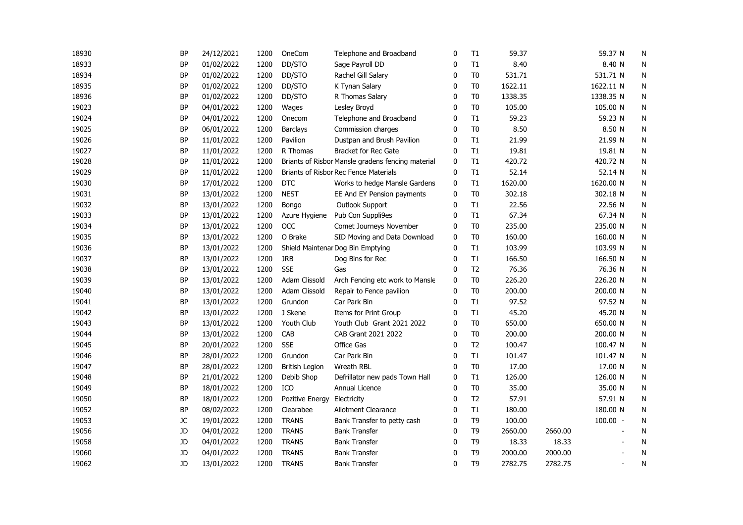| | | | | | | | | | | | |
|---|---|---|---|---|---|---|---|---|---|---|---|
| 18930 | BP | 24/12/2021 | 1200 | OneCom | Telephone and Broadband | 0 | T1 | 59.37 | | 59.37 N | N |
| 18933 | BP | 01/02/2022 | 1200 | DD/STO | Sage Payroll DD | 0 | T1 | 8.40 | | 8.40 N | N |
| 18934 | BP | 01/02/2022 | 1200 | DD/STO | Rachel Gill Salary | 0 | T0 | 531.71 | | 531.71 N | N |
| 18935 | BP | 01/02/2022 | 1200 | DD/STO | K Tynan Salary | 0 | T0 | 1622.11 | | 1622.11 N | N |
| 18936 | BP | 01/02/2022 | 1200 | DD/STO | R Thomas Salary | 0 | T0 | 1338.35 | | 1338.35 N | N |
| 19023 | BP | 04/01/2022 | 1200 | Wages | Lesley Broyd | 0 | T0 | 105.00 | | 105.00 N | N |
| 19024 | BP | 04/01/2022 | 1200 | Onecom | Telephone and Broadband | 0 | T1 | 59.23 | | 59.23 N | N |
| 19025 | BP | 06/01/2022 | 1200 | Barclays | Commission charges | 0 | T0 | 8.50 | | 8.50 N | N |
| 19026 | BP | 11/01/2022 | 1200 | Pavilion | Dustpan and Brush Pavilion | 0 | T1 | 21.99 | | 21.99 N | N |
| 19027 | BP | 11/01/2022 | 1200 | R Thomas | Bracket for Rec Gate | 0 | T1 | 19.81 | | 19.81 N | N |
| 19028 | BP | 11/01/2022 | 1200 | Briants of Risbor | Mansle gradens fencing material | 0 | T1 | 420.72 | | 420.72 N | N |
| 19029 | BP | 11/01/2022 | 1200 | Briants of Risbor | Rec Fence Materials | 0 | T1 | 52.14 | | 52.14 N | N |
| 19030 | BP | 17/01/2022 | 1200 | DTC | Works to hedge Mansle Gardens | 0 | T1 | 1620.00 | | 1620.00 N | N |
| 19031 | BP | 13/01/2022 | 1200 | NEST | EE And EY Pension payments | 0 | T0 | 302.18 | | 302.18 N | N |
| 19032 | BP | 13/01/2022 | 1200 | Bongo | Outlook Support | 0 | T1 | 22.56 | | 22.56 N | N |
| 19033 | BP | 13/01/2022 | 1200 | Azure Hygiene | Pub Con Suppli9es | 0 | T1 | 67.34 | | 67.34 N | N |
| 19034 | BP | 13/01/2022 | 1200 | OCC | Comet Journeys November | 0 | T0 | 235.00 | | 235.00 N | N |
| 19035 | BP | 13/01/2022 | 1200 | O Brake | SID Moving and Data Download | 0 | T0 | 160.00 | | 160.00 N | N |
| 19036 | BP | 13/01/2022 | 1200 | Shield Maintenar | Dog Bin Emptying | 0 | T1 | 103.99 | | 103.99 N | N |
| 19037 | BP | 13/01/2022 | 1200 | JRB | Dog Bins for Rec | 0 | T1 | 166.50 | | 166.50 N | N |
| 19038 | BP | 13/01/2022 | 1200 | SSE | Gas | 0 | T2 | 76.36 | | 76.36 N | N |
| 19039 | BP | 13/01/2022 | 1200 | Adam Clissold | Arch Fencing etc work to Mansle | 0 | T0 | 226.20 | | 226.20 N | N |
| 19040 | BP | 13/01/2022 | 1200 | Adam Clissold | Repair to Fence pavilion | 0 | T0 | 200.00 | | 200.00 N | N |
| 19041 | BP | 13/01/2022 | 1200 | Grundon | Car Park Bin | 0 | T1 | 97.52 | | 97.52 N | N |
| 19042 | BP | 13/01/2022 | 1200 | J Skene | Items for Print Group | 0 | T1 | 45.20 | | 45.20 N | N |
| 19043 | BP | 13/01/2022 | 1200 | Youth Club | Youth Club Grant 2021 2022 | 0 | T0 | 650.00 | | 650.00 N | N |
| 19044 | BP | 13/01/2022 | 1200 | CAB | CAB Grant 2021 2022 | 0 | T0 | 200.00 | | 200.00 N | N |
| 19045 | BP | 20/01/2022 | 1200 | SSE | Office Gas | 0 | T2 | 100.47 | | 100.47 N | N |
| 19046 | BP | 28/01/2022 | 1200 | Grundon | Car Park Bin | 0 | T1 | 101.47 | | 101.47 N | N |
| 19047 | BP | 28/01/2022 | 1200 | British Legion | Wreath RBL | 0 | T0 | 17.00 | | 17.00 N | N |
| 19048 | BP | 21/01/2022 | 1200 | Debib Shop | Defrillator new pads Town Hall | 0 | T1 | 126.00 | | 126.00 N | N |
| 19049 | BP | 18/01/2022 | 1200 | ICO | Annual Licence | 0 | T0 | 35.00 | | 35.00 N | N |
| 19050 | BP | 18/01/2022 | 1200 | Pozitive Energy | Electricity | 0 | T2 | 57.91 | | 57.91 N | N |
| 19052 | BP | 08/02/2022 | 1200 | Clearabee | Allotment Clearance | 0 | T1 | 180.00 | | 180.00 N | N |
| 19053 | JC | 19/01/2022 | 1200 | TRANS | Bank Transfer to petty cash | 0 | T9 | 100.00 | | 100.00 - | N |
| 19056 | JD | 04/01/2022 | 1200 | TRANS | Bank Transfer | 0 | T9 | 2660.00 | 2660.00 | - | N |
| 19058 | JD | 04/01/2022 | 1200 | TRANS | Bank Transfer | 0 | T9 | 18.33 | 18.33 | - | N |
| 19060 | JD | 04/01/2022 | 1200 | TRANS | Bank Transfer | 0 | T9 | 2000.00 | 2000.00 | - | N |
| 19062 | JD | 13/01/2022 | 1200 | TRANS | Bank Transfer | 0 | T9 | 2782.75 | 2782.75 | - | N |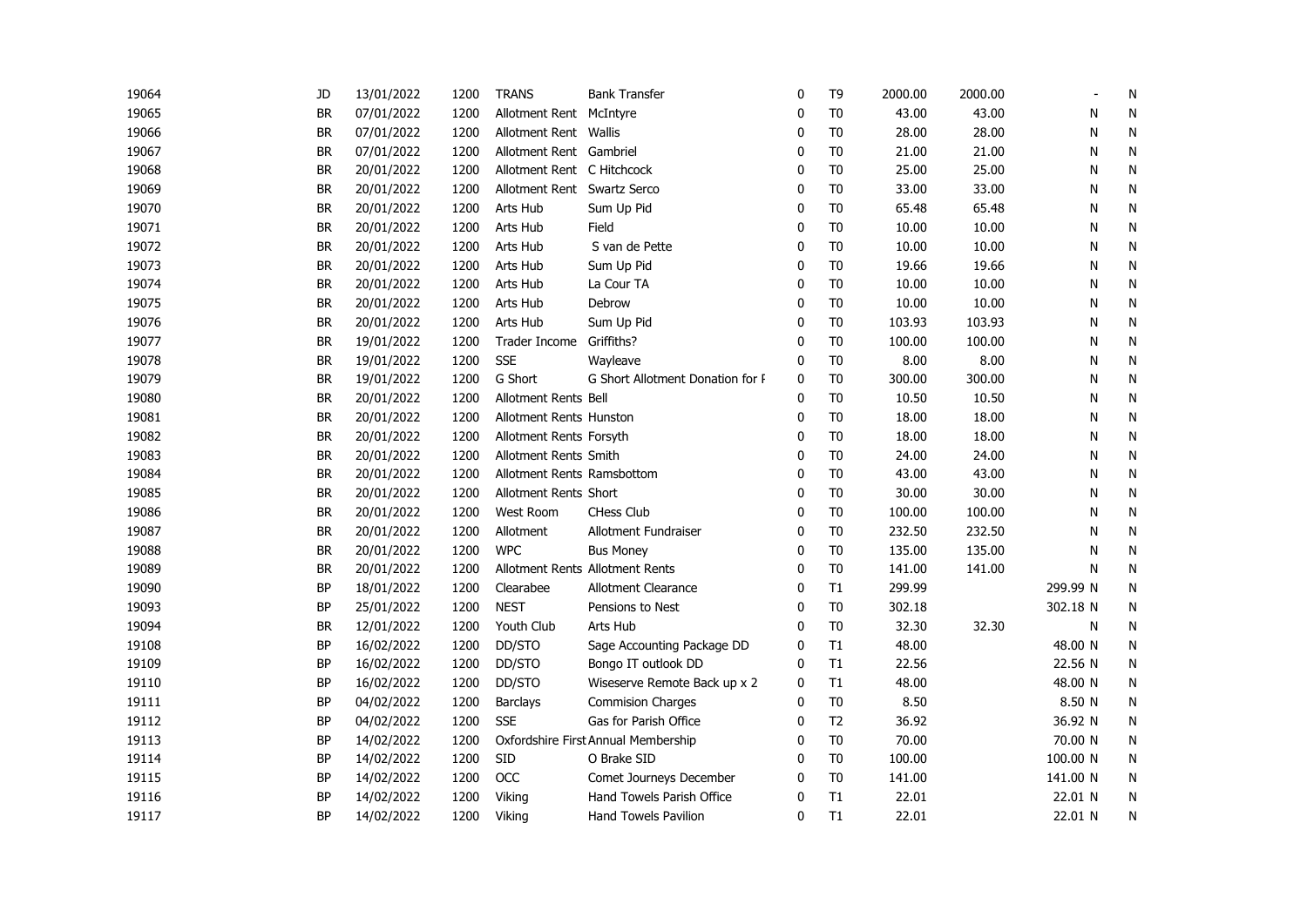| | | | | | | | | | | | | |
|---|---|---|---|---|---|---|---|---|---|---|---|---|
| 19064 | JD | 13/01/2022 | 1200 | TRANS | Bank Transfer | 0 | T9 | 2000.00 | 2000.00 | | - | N |
| 19065 | BR | 07/01/2022 | 1200 | Allotment Rent | McIntyre | 0 | T0 | 43.00 | 43.00 | | N | N |
| 19066 | BR | 07/01/2022 | 1200 | Allotment Rent | Wallis | 0 | T0 | 28.00 | 28.00 | | N | N |
| 19067 | BR | 07/01/2022 | 1200 | Allotment Rent | Gambriel | 0 | T0 | 21.00 | 21.00 | | N | N |
| 19068 | BR | 20/01/2022 | 1200 | Allotment Rent | C Hitchcock | 0 | T0 | 25.00 | 25.00 | | N | N |
| 19069 | BR | 20/01/2022 | 1200 | Allotment Rent | Swartz Serco | 0 | T0 | 33.00 | 33.00 | | N | N |
| 19070 | BR | 20/01/2022 | 1200 | Arts Hub | Sum Up Pid | 0 | T0 | 65.48 | 65.48 | | N | N |
| 19071 | BR | 20/01/2022 | 1200 | Arts Hub | Field | 0 | T0 | 10.00 | 10.00 | | N | N |
| 19072 | BR | 20/01/2022 | 1200 | Arts Hub | S van de Pette | 0 | T0 | 10.00 | 10.00 | | N | N |
| 19073 | BR | 20/01/2022 | 1200 | Arts Hub | Sum Up Pid | 0 | T0 | 19.66 | 19.66 | | N | N |
| 19074 | BR | 20/01/2022 | 1200 | Arts Hub | La Cour TA | 0 | T0 | 10.00 | 10.00 | | N | N |
| 19075 | BR | 20/01/2022 | 1200 | Arts Hub | Debrow | 0 | T0 | 10.00 | 10.00 | | N | N |
| 19076 | BR | 20/01/2022 | 1200 | Arts Hub | Sum Up Pid | 0 | T0 | 103.93 | 103.93 | | N | N |
| 19077 | BR | 19/01/2022 | 1200 | Trader Income | Griffiths? | 0 | T0 | 100.00 | 100.00 | | N | N |
| 19078 | BR | 19/01/2022 | 1200 | SSE | Wayleave | 0 | T0 | 8.00 | 8.00 | | N | N |
| 19079 | BR | 19/01/2022 | 1200 | G Short | G Short Allotment Donation for F | 0 | T0 | 300.00 | 300.00 | | N | N |
| 19080 | BR | 20/01/2022 | 1200 | Allotment Rents | Bell | 0 | T0 | 10.50 | 10.50 | | N | N |
| 19081 | BR | 20/01/2022 | 1200 | Allotment Rents | Hunston | 0 | T0 | 18.00 | 18.00 | | N | N |
| 19082 | BR | 20/01/2022 | 1200 | Allotment Rents | Forsyth | 0 | T0 | 18.00 | 18.00 | | N | N |
| 19083 | BR | 20/01/2022 | 1200 | Allotment Rents | Smith | 0 | T0 | 24.00 | 24.00 | | N | N |
| 19084 | BR | 20/01/2022 | 1200 | Allotment Rents | Ramsbottom | 0 | T0 | 43.00 | 43.00 | | N | N |
| 19085 | BR | 20/01/2022 | 1200 | Allotment Rents | Short | 0 | T0 | 30.00 | 30.00 | | N | N |
| 19086 | BR | 20/01/2022 | 1200 | West Room | CHess Club | 0 | T0 | 100.00 | 100.00 | | N | N |
| 19087 | BR | 20/01/2022 | 1200 | Allotment | Allotment Fundraiser | 0 | T0 | 232.50 | 232.50 | | N | N |
| 19088 | BR | 20/01/2022 | 1200 | WPC | Bus Money | 0 | T0 | 135.00 | 135.00 | | N | N |
| 19089 | BR | 20/01/2022 | 1200 | Allotment Rents | Allotment Rents | 0 | T0 | 141.00 | 141.00 | | N | N |
| 19090 | BP | 18/01/2022 | 1200 | Clearabee | Allotment Clearance | 0 | T1 | 299.99 | | 299.99 | N | N |
| 19093 | BP | 25/01/2022 | 1200 | NEST | Pensions to Nest | 0 | T0 | 302.18 | | 302.18 | N | N |
| 19094 | BR | 12/01/2022 | 1200 | Youth Club | Arts Hub | 0 | T0 | 32.30 | 32.30 | | N | N |
| 19108 | BP | 16/02/2022 | 1200 | DD/STO | Sage Accounting Package DD | 0 | T1 | 48.00 | | 48.00 | N | N |
| 19109 | BP | 16/02/2022 | 1200 | DD/STO | Bongo IT outlook DD | 0 | T1 | 22.56 | | 22.56 | N | N |
| 19110 | BP | 16/02/2022 | 1200 | DD/STO | Wiseserve Remote Back up x 2 | 0 | T1 | 48.00 | | 48.00 | N | N |
| 19111 | BP | 04/02/2022 | 1200 | Barclays | Commision Charges | 0 | T0 | 8.50 | | 8.50 | N | N |
| 19112 | BP | 04/02/2022 | 1200 | SSE | Gas for Parish Office | 0 | T2 | 36.92 | | 36.92 | N | N |
| 19113 | BP | 14/02/2022 | 1200 | Oxfordshire First | Annual Membership | 0 | T0 | 70.00 | | 70.00 | N | N |
| 19114 | BP | 14/02/2022 | 1200 | SID | O Brake SID | 0 | T0 | 100.00 | | 100.00 | N | N |
| 19115 | BP | 14/02/2022 | 1200 | OCC | Comet Journeys December | 0 | T0 | 141.00 | | 141.00 | N | N |
| 19116 | BP | 14/02/2022 | 1200 | Viking | Hand Towels Parish Office | 0 | T1 | 22.01 | | 22.01 | N | N |
| 19117 | BP | 14/02/2022 | 1200 | Viking | Hand Towels Pavilion | 0 | T1 | 22.01 | | 22.01 | N | N |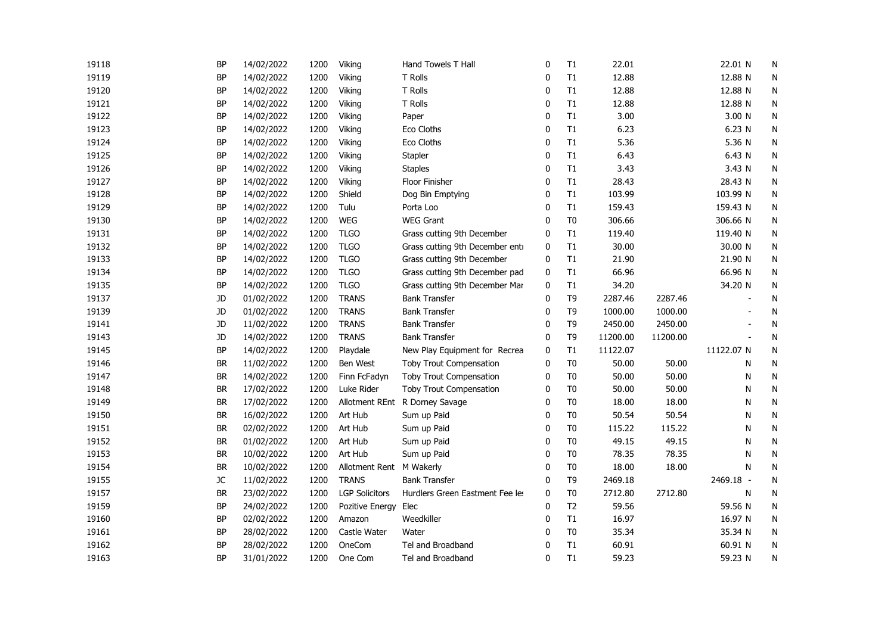| | | | | | | | | | | | | |
|---|---|---|---|---|---|---|---|---|---|---|---|---|
| 19118 | BP | 14/02/2022 | 1200 | Viking | Hand Towels T Hall | 0 | T1 | 22.01 | | 22.01 | N | N |
| 19119 | BP | 14/02/2022 | 1200 | Viking | T Rolls | 0 | T1 | 12.88 | | 12.88 | N | N |
| 19120 | BP | 14/02/2022 | 1200 | Viking | T Rolls | 0 | T1 | 12.88 | | 12.88 | N | N |
| 19121 | BP | 14/02/2022 | 1200 | Viking | T Rolls | 0 | T1 | 12.88 | | 12.88 | N | N |
| 19122 | BP | 14/02/2022 | 1200 | Viking | Paper | 0 | T1 | 3.00 | | 3.00 | N | N |
| 19123 | BP | 14/02/2022 | 1200 | Viking | Eco Cloths | 0 | T1 | 6.23 | | 6.23 | N | N |
| 19124 | BP | 14/02/2022 | 1200 | Viking | Eco Cloths | 0 | T1 | 5.36 | | 5.36 | N | N |
| 19125 | BP | 14/02/2022 | 1200 | Viking | Stapler | 0 | T1 | 6.43 | | 6.43 | N | N |
| 19126 | BP | 14/02/2022 | 1200 | Viking | Staples | 0 | T1 | 3.43 | | 3.43 | N | N |
| 19127 | BP | 14/02/2022 | 1200 | Viking | Floor Finisher | 0 | T1 | 28.43 | | 28.43 | N | N |
| 19128 | BP | 14/02/2022 | 1200 | Shield | Dog Bin Emptying | 0 | T1 | 103.99 | | 103.99 | N | N |
| 19129 | BP | 14/02/2022 | 1200 | Tulu | Porta Loo | 0 | T1 | 159.43 | | 159.43 | N | N |
| 19130 | BP | 14/02/2022 | 1200 | WEG | WEG Grant | 0 | T0 | 306.66 | | 306.66 | N | N |
| 19131 | BP | 14/02/2022 | 1200 | TLGO | Grass cutting 9th December | 0 | T1 | 119.40 | | 119.40 | N | N |
| 19132 | BP | 14/02/2022 | 1200 | TLGO | Grass cutting 9th December entr | 0 | T1 | 30.00 | | 30.00 | N | N |
| 19133 | BP | 14/02/2022 | 1200 | TLGO | Grass cutting 9th December | 0 | T1 | 21.90 | | 21.90 | N | N |
| 19134 | BP | 14/02/2022 | 1200 | TLGO | Grass cutting 9th December pad | 0 | T1 | 66.96 | | 66.96 | N | N |
| 19135 | BP | 14/02/2022 | 1200 | TLGO | Grass cutting 9th December Mar | 0 | T1 | 34.20 | | 34.20 | N | N |
| 19137 | JD | 01/02/2022 | 1200 | TRANS | Bank Transfer | 0 | T9 | 2287.46 | 2287.46 | - | | N |
| 19139 | JD | 01/02/2022 | 1200 | TRANS | Bank Transfer | 0 | T9 | 1000.00 | 1000.00 | - | | N |
| 19141 | JD | 11/02/2022 | 1200 | TRANS | Bank Transfer | 0 | T9 | 2450.00 | 2450.00 | - | | N |
| 19143 | JD | 14/02/2022 | 1200 | TRANS | Bank Transfer | 0 | T9 | 11200.00 | 11200.00 | - | | N |
| 19145 | BP | 14/02/2022 | 1200 | Playdale | New Play Equipment for Recrea | 0 | T1 | 11122.07 | | 11122.07 | N | N |
| 19146 | BR | 11/02/2022 | 1200 | Ben West | Toby Trout Compensation | 0 | T0 | 50.00 | 50.00 | | N | N |
| 19147 | BR | 14/02/2022 | 1200 | Finn FcFadyn | Toby Trout Compensation | 0 | T0 | 50.00 | 50.00 | | N | N |
| 19148 | BR | 17/02/2022 | 1200 | Luke Rider | Toby Trout Compensation | 0 | T0 | 50.00 | 50.00 | | N | N |
| 19149 | BR | 17/02/2022 | 1200 | Allotment REnt | R Dorney Savage | 0 | T0 | 18.00 | 18.00 | | N | N |
| 19150 | BR | 16/02/2022 | 1200 | Art Hub | Sum up Paid | 0 | T0 | 50.54 | 50.54 | | N | N |
| 19151 | BR | 02/02/2022 | 1200 | Art Hub | Sum up Paid | 0 | T0 | 115.22 | 115.22 | | N | N |
| 19152 | BR | 01/02/2022 | 1200 | Art Hub | Sum up Paid | 0 | T0 | 49.15 | 49.15 | | N | N |
| 19153 | BR | 10/02/2022 | 1200 | Art Hub | Sum up Paid | 0 | T0 | 78.35 | 78.35 | | N | N |
| 19154 | BR | 10/02/2022 | 1200 | Allotment Rent | M Wakerly | 0 | T0 | 18.00 | 18.00 | | N | N |
| 19155 | JC | 11/02/2022 | 1200 | TRANS | Bank Transfer | 0 | T9 | 2469.18 | | 2469.18 | - | N |
| 19157 | BR | 23/02/2022 | 1200 | LGP Solicitors | Hurdlers Green Eastment Fee les | 0 | T0 | 2712.80 | 2712.80 | | N | N |
| 19159 | BP | 24/02/2022 | 1200 | Pozitive Energy | Elec | 0 | T2 | 59.56 | | 59.56 | N | N |
| 19160 | BP | 02/02/2022 | 1200 | Amazon | Weedkiller | 0 | T1 | 16.97 | | 16.97 | N | N |
| 19161 | BP | 28/02/2022 | 1200 | Castle Water | Water | 0 | T0 | 35.34 | | 35.34 | N | N |
| 19162 | BP | 28/02/2022 | 1200 | OneCom | Tel and Broadband | 0 | T1 | 60.91 | | 60.91 | N | N |
| 19163 | BP | 31/01/2022 | 1200 | One Com | Tel and Broadband | 0 | T1 | 59.23 | | 59.23 | N | N |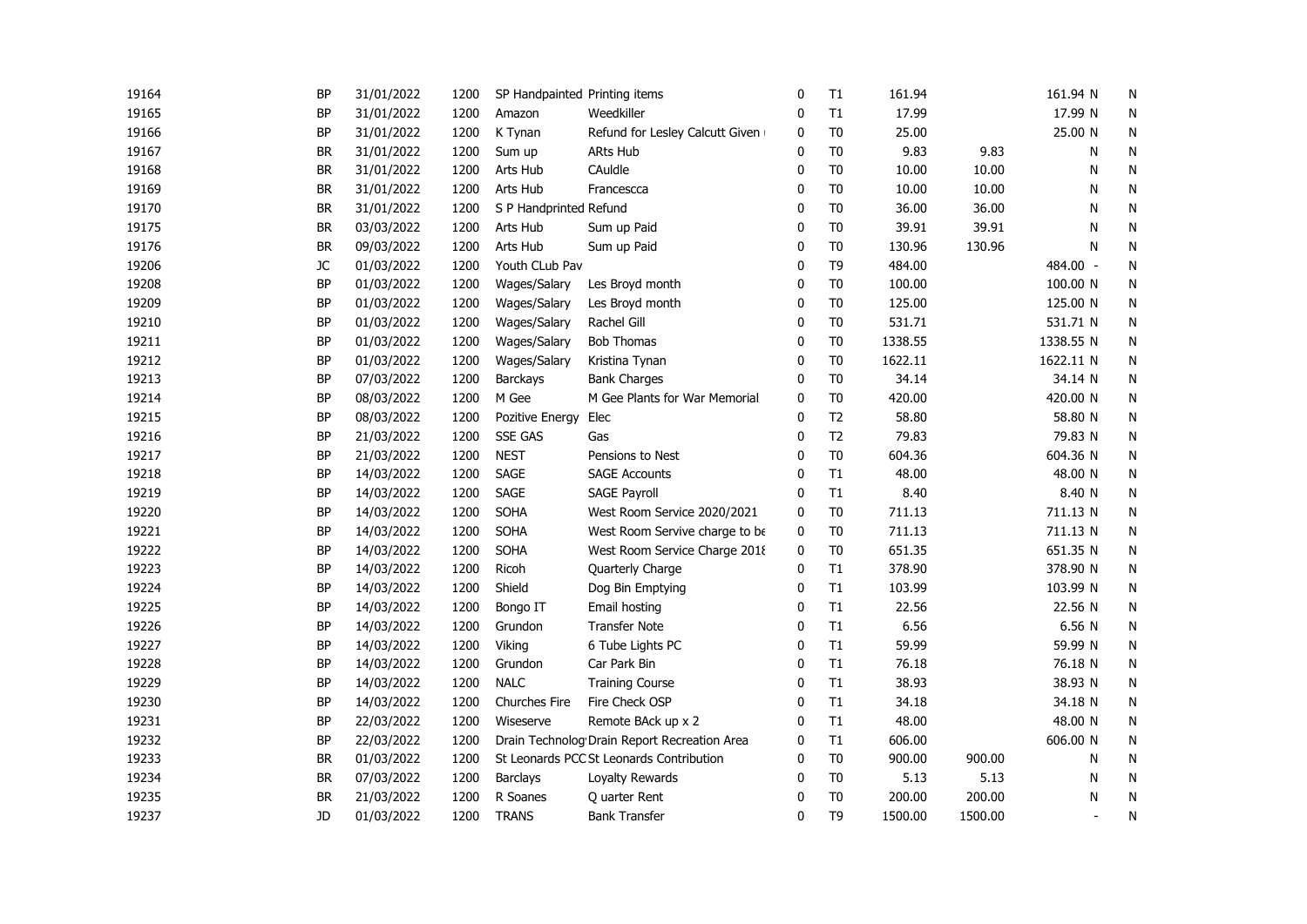| | | | | | | | | | | | |
|---|---|---|---|---|---|---|---|---|---|---|---|
| 19164 | BP | 31/01/2022 | 1200 | SP Handpainted | Printing items | 0 | T1 | 161.94 | | 161.94 N | N |
| 19165 | BP | 31/01/2022 | 1200 | Amazon | Weedkiller | 0 | T1 | 17.99 | | 17.99 N | N |
| 19166 | BP | 31/01/2022 | 1200 | K Tynan | Refund for Lesley Calcutt Given | 0 | T0 | 25.00 | | 25.00 N | N |
| 19167 | BR | 31/01/2022 | 1200 | Sum up | ARts Hub | 0 | T0 | 9.83 | 9.83 | N | N |
| 19168 | BR | 31/01/2022 | 1200 | Arts Hub | CAuldle | 0 | T0 | 10.00 | 10.00 | N | N |
| 19169 | BR | 31/01/2022 | 1200 | Arts Hub | Francescca | 0 | T0 | 10.00 | 10.00 | N | N |
| 19170 | BR | 31/01/2022 | 1200 | S P Handprinted | Refund | 0 | T0 | 36.00 | 36.00 | N | N |
| 19175 | BR | 03/03/2022 | 1200 | Arts Hub | Sum up Paid | 0 | T0 | 39.91 | 39.91 | N | N |
| 19176 | BR | 09/03/2022 | 1200 | Arts Hub | Sum up Paid | 0 | T0 | 130.96 | 130.96 | N | N |
| 19206 | JC | 01/03/2022 | 1200 | Youth CLub Pav | | 0 | T9 | 484.00 | | 484.00 - | N |
| 19208 | BP | 01/03/2022 | 1200 | Wages/Salary | Les Broyd month | 0 | T0 | 100.00 | | 100.00 N | N |
| 19209 | BP | 01/03/2022 | 1200 | Wages/Salary | Les Broyd month | 0 | T0 | 125.00 | | 125.00 N | N |
| 19210 | BP | 01/03/2022 | 1200 | Wages/Salary | Rachel Gill | 0 | T0 | 531.71 | | 531.71 N | N |
| 19211 | BP | 01/03/2022 | 1200 | Wages/Salary | Bob Thomas | 0 | T0 | 1338.55 | | 1338.55 N | N |
| 19212 | BP | 01/03/2022 | 1200 | Wages/Salary | Kristina Tynan | 0 | T0 | 1622.11 | | 1622.11 N | N |
| 19213 | BP | 07/03/2022 | 1200 | Barckays | Bank Charges | 0 | T0 | 34.14 | | 34.14 N | N |
| 19214 | BP | 08/03/2022 | 1200 | M Gee | M Gee Plants for War Memorial | 0 | T0 | 420.00 | | 420.00 N | N |
| 19215 | BP | 08/03/2022 | 1200 | Pozitive Energy | Elec | 0 | T2 | 58.80 | | 58.80 N | N |
| 19216 | BP | 21/03/2022 | 1200 | SSE GAS | Gas | 0 | T2 | 79.83 | | 79.83 N | N |
| 19217 | BP | 21/03/2022 | 1200 | NEST | Pensions to Nest | 0 | T0 | 604.36 | | 604.36 N | N |
| 19218 | BP | 14/03/2022 | 1200 | SAGE | SAGE Accounts | 0 | T1 | 48.00 | | 48.00 N | N |
| 19219 | BP | 14/03/2022 | 1200 | SAGE | SAGE Payroll | 0 | T1 | 8.40 | | 8.40 N | N |
| 19220 | BP | 14/03/2022 | 1200 | SOHA | West Room Service 2020/2021 | 0 | T0 | 711.13 | | 711.13 N | N |
| 19221 | BP | 14/03/2022 | 1200 | SOHA | West Room Servive charge to be | 0 | T0 | 711.13 | | 711.13 N | N |
| 19222 | BP | 14/03/2022 | 1200 | SOHA | West Room Service Charge 2018 | 0 | T0 | 651.35 | | 651.35 N | N |
| 19223 | BP | 14/03/2022 | 1200 | Ricoh | Quarterly Charge | 0 | T1 | 378.90 | | 378.90 N | N |
| 19224 | BP | 14/03/2022 | 1200 | Shield | Dog Bin Emptying | 0 | T1 | 103.99 | | 103.99 N | N |
| 19225 | BP | 14/03/2022 | 1200 | Bongo IT | Email hosting | 0 | T1 | 22.56 | | 22.56 N | N |
| 19226 | BP | 14/03/2022 | 1200 | Grundon | Transfer Note | 0 | T1 | 6.56 | | 6.56 N | N |
| 19227 | BP | 14/03/2022 | 1200 | Viking | 6 Tube Lights PC | 0 | T1 | 59.99 | | 59.99 N | N |
| 19228 | BP | 14/03/2022 | 1200 | Grundon | Car Park Bin | 0 | T1 | 76.18 | | 76.18 N | N |
| 19229 | BP | 14/03/2022 | 1200 | NALC | Training Course | 0 | T1 | 38.93 | | 38.93 N | N |
| 19230 | BP | 14/03/2022 | 1200 | Churches Fire | Fire Check OSP | 0 | T1 | 34.18 | | 34.18 N | N |
| 19231 | BP | 22/03/2022 | 1200 | Wiseserve | Remote BAck up x 2 | 0 | T1 | 48.00 | | 48.00 N | N |
| 19232 | BP | 22/03/2022 | 1200 | Drain Technolog | Drain Report Recreation Area | 0 | T1 | 606.00 | | 606.00 N | N |
| 19233 | BR | 01/03/2022 | 1200 | St Leonards PCC | St Leonards Contribution | 0 | T0 | 900.00 | 900.00 | N | N |
| 19234 | BR | 07/03/2022 | 1200 | Barclays | Loyalty Rewards | 0 | T0 | 5.13 | 5.13 | N | N |
| 19235 | BR | 21/03/2022 | 1200 | R Soanes | Q uarter Rent | 0 | T0 | 200.00 | 200.00 | N | N |
| 19237 | JD | 01/03/2022 | 1200 | TRANS | Bank Transfer | 0 | T9 | 1500.00 | 1500.00 | - | N |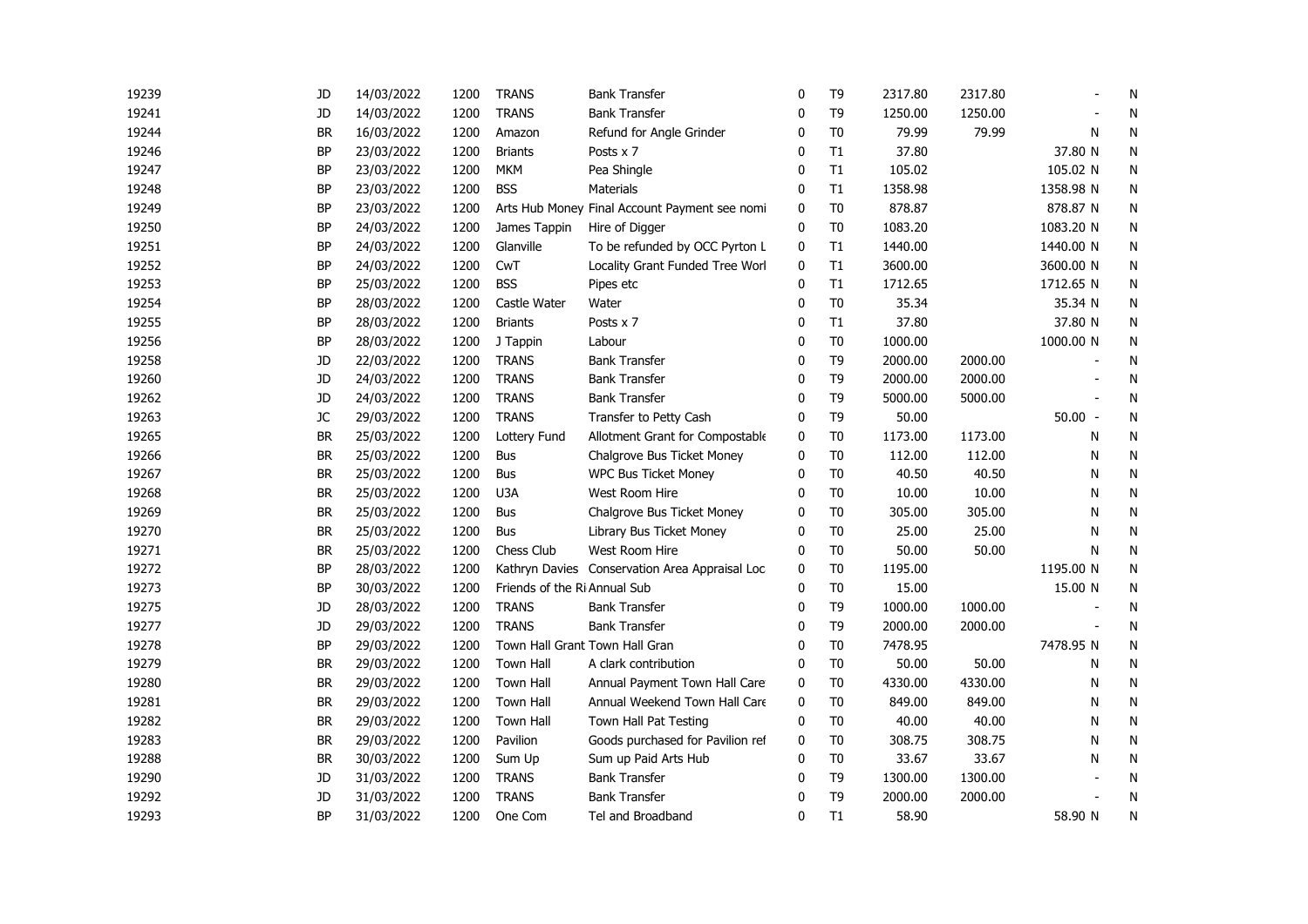| | | | | | | | | | | | | |
|---|---|---|---|---|---|---|---|---|---|---|---|---|
| 19239 | JD | 14/03/2022 | 1200 | TRANS | Bank Transfer | 0 | T9 | 2317.80 | 2317.80 | - | | N |
| 19241 | JD | 14/03/2022 | 1200 | TRANS | Bank Transfer | 0 | T9 | 1250.00 | 1250.00 | - | | N |
| 19244 | BR | 16/03/2022 | 1200 | Amazon | Refund for Angle Grinder | 0 | T0 | 79.99 | 79.99 | N | | N |
| 19246 | BP | 23/03/2022 | 1200 | Briants | Posts x 7 | 0 | T1 | 37.80 | | 37.80 | N | N |
| 19247 | BP | 23/03/2022 | 1200 | MKM | Pea Shingle | 0 | T1 | 105.02 | | 105.02 | N | N |
| 19248 | BP | 23/03/2022 | 1200 | BSS | Materials | 0 | T1 | 1358.98 | | 1358.98 | N | N |
| 19249 | BP | 23/03/2022 | 1200 | Arts Hub Money | Final Account Payment see nomi | 0 | T0 | 878.87 | | 878.87 | N | N |
| 19250 | BP | 24/03/2022 | 1200 | James Tappin | Hire of Digger | 0 | T0 | 1083.20 | | 1083.20 | N | N |
| 19251 | BP | 24/03/2022 | 1200 | Glanville | To be refunded by OCC Pyrton L | 0 | T1 | 1440.00 | | 1440.00 | N | N |
| 19252 | BP | 24/03/2022 | 1200 | CwT | Locality Grant Funded Tree Worl | 0 | T1 | 3600.00 | | 3600.00 | N | N |
| 19253 | BP | 25/03/2022 | 1200 | BSS | Pipes etc | 0 | T1 | 1712.65 | | 1712.65 | N | N |
| 19254 | BP | 28/03/2022 | 1200 | Castle Water | Water | 0 | T0 | 35.34 | | 35.34 | N | N |
| 19255 | BP | 28/03/2022 | 1200 | Briants | Posts x 7 | 0 | T1 | 37.80 | | 37.80 | N | N |
| 19256 | BP | 28/03/2022 | 1200 | J Tappin | Labour | 0 | T0 | 1000.00 | | 1000.00 | N | N |
| 19258 | JD | 22/03/2022 | 1200 | TRANS | Bank Transfer | 0 | T9 | 2000.00 | 2000.00 | - | | N |
| 19260 | JD | 24/03/2022 | 1200 | TRANS | Bank Transfer | 0 | T9 | 2000.00 | 2000.00 | - | | N |
| 19262 | JD | 24/03/2022 | 1200 | TRANS | Bank Transfer | 0 | T9 | 5000.00 | 5000.00 | - | | N |
| 19263 | JC | 29/03/2022 | 1200 | TRANS | Transfer to Petty Cash | 0 | T9 | 50.00 | | 50.00 | - | N |
| 19265 | BR | 25/03/2022 | 1200 | Lottery Fund | Allotment Grant for Compostable | 0 | T0 | 1173.00 | 1173.00 | N | | N |
| 19266 | BR | 25/03/2022 | 1200 | Bus | Chalgrove Bus Ticket Money | 0 | T0 | 112.00 | 112.00 | N | | N |
| 19267 | BR | 25/03/2022 | 1200 | Bus | WPC Bus Ticket Money | 0 | T0 | 40.50 | 40.50 | N | | N |
| 19268 | BR | 25/03/2022 | 1200 | U3A | West Room Hire | 0 | T0 | 10.00 | 10.00 | N | | N |
| 19269 | BR | 25/03/2022 | 1200 | Bus | Chalgrove Bus Ticket Money | 0 | T0 | 305.00 | 305.00 | N | | N |
| 19270 | BR | 25/03/2022 | 1200 | Bus | Library Bus Ticket Money | 0 | T0 | 25.00 | 25.00 | N | | N |
| 19271 | BR | 25/03/2022 | 1200 | Chess Club | West Room Hire | 0 | T0 | 50.00 | 50.00 | N | | N |
| 19272 | BP | 28/03/2022 | 1200 | Kathryn Davies | Conservation Area Appraisal Loc | 0 | T0 | 1195.00 | | 1195.00 | N | N |
| 19273 | BP | 30/03/2022 | 1200 | Friends of the Ri | Annual Sub | 0 | T0 | 15.00 | | 15.00 | N | N |
| 19275 | JD | 28/03/2022 | 1200 | TRANS | Bank Transfer | 0 | T9 | 1000.00 | 1000.00 | - | | N |
| 19277 | JD | 29/03/2022 | 1200 | TRANS | Bank Transfer | 0 | T9 | 2000.00 | 2000.00 | - | | N |
| 19278 | BP | 29/03/2022 | 1200 | Town Hall Grant | Town Hall Gran | 0 | T0 | 7478.95 | | 7478.95 | N | N |
| 19279 | BR | 29/03/2022 | 1200 | Town Hall | A clark contribution | 0 | T0 | 50.00 | 50.00 | N | | N |
| 19280 | BR | 29/03/2022 | 1200 | Town Hall | Annual Payment Town Hall Care | 0 | T0 | 4330.00 | 4330.00 | N | | N |
| 19281 | BR | 29/03/2022 | 1200 | Town Hall | Annual Weekend Town Hall Care | 0 | T0 | 849.00 | 849.00 | N | | N |
| 19282 | BR | 29/03/2022 | 1200 | Town Hall | Town Hall Pat Testing | 0 | T0 | 40.00 | 40.00 | N | | N |
| 19283 | BR | 29/03/2022 | 1200 | Pavilion | Goods purchased for Pavilion ref | 0 | T0 | 308.75 | 308.75 | N | | N |
| 19288 | BR | 30/03/2022 | 1200 | Sum Up | Sum up Paid Arts Hub | 0 | T0 | 33.67 | 33.67 | N | | N |
| 19290 | JD | 31/03/2022 | 1200 | TRANS | Bank Transfer | 0 | T9 | 1300.00 | 1300.00 | - | | N |
| 19292 | JD | 31/03/2022 | 1200 | TRANS | Bank Transfer | 0 | T9 | 2000.00 | 2000.00 | - | | N |
| 19293 | BP | 31/03/2022 | 1200 | One Com | Tel and Broadband | 0 | T1 | 58.90 | | 58.90 | N | N |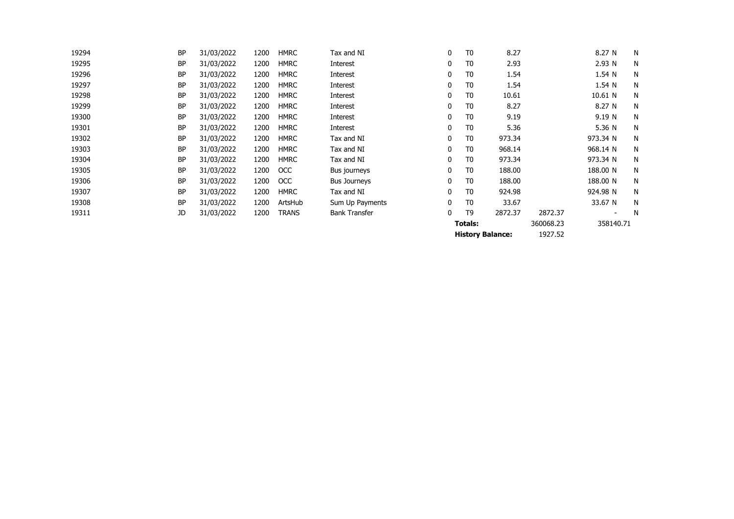| | | | | | | | | | | | | |
|---|---|---|---|---|---|---|---|---|---|---|---|---|
| 19294 | BP | 31/03/2022 | 1200 | HMRC | Tax and NI | 0 | T0 | 8.27 | | 8.27 | N | N |
| 19295 | BP | 31/03/2022 | 1200 | HMRC | Interest | 0 | T0 | 2.93 | | 2.93 | N | N |
| 19296 | BP | 31/03/2022 | 1200 | HMRC | Interest | 0 | T0 | 1.54 | | 1.54 | N | N |
| 19297 | BP | 31/03/2022 | 1200 | HMRC | Interest | 0 | T0 | 1.54 | | 1.54 | N | N |
| 19298 | BP | 31/03/2022 | 1200 | HMRC | Interest | 0 | T0 | 10.61 | | 10.61 | N | N |
| 19299 | BP | 31/03/2022 | 1200 | HMRC | Interest | 0 | T0 | 8.27 | | 8.27 | N | N |
| 19300 | BP | 31/03/2022 | 1200 | HMRC | Interest | 0 | T0 | 9.19 | | 9.19 | N | N |
| 19301 | BP | 31/03/2022 | 1200 | HMRC | Interest | 0 | T0 | 5.36 | | 5.36 | N | N |
| 19302 | BP | 31/03/2022 | 1200 | HMRC | Tax and NI | 0 | T0 | 973.34 | | 973.34 | N | N |
| 19303 | BP | 31/03/2022 | 1200 | HMRC | Tax and NI | 0 | T0 | 968.14 | | 968.14 | N | N |
| 19304 | BP | 31/03/2022 | 1200 | HMRC | Tax and NI | 0 | T0 | 973.34 | | 973.34 | N | N |
| 19305 | BP | 31/03/2022 | 1200 | OCC | Bus journeys | 0 | T0 | 188.00 | | 188.00 | N | N |
| 19306 | BP | 31/03/2022 | 1200 | OCC | Bus Journeys | 0 | T0 | 188.00 | | 188.00 | N | N |
| 19307 | BP | 31/03/2022 | 1200 | HMRC | Tax and NI | 0 | T0 | 924.98 | | 924.98 | N | N |
| 19308 | BP | 31/03/2022 | 1200 | ArtsHub | Sum Up Payments | 0 | T0 | 33.67 | | 33.67 | N | N |
| 19311 | JD | 31/03/2022 | 1200 | TRANS | Bank Transfer | 0 | T9 | 2872.37 | 2872.37 | - | | N |
| | | | | | | | **Totals:** | | 360068.23 | 358140.71 | | |
| | | | | | | | **History Balance:** | | 1927.52 | | | |